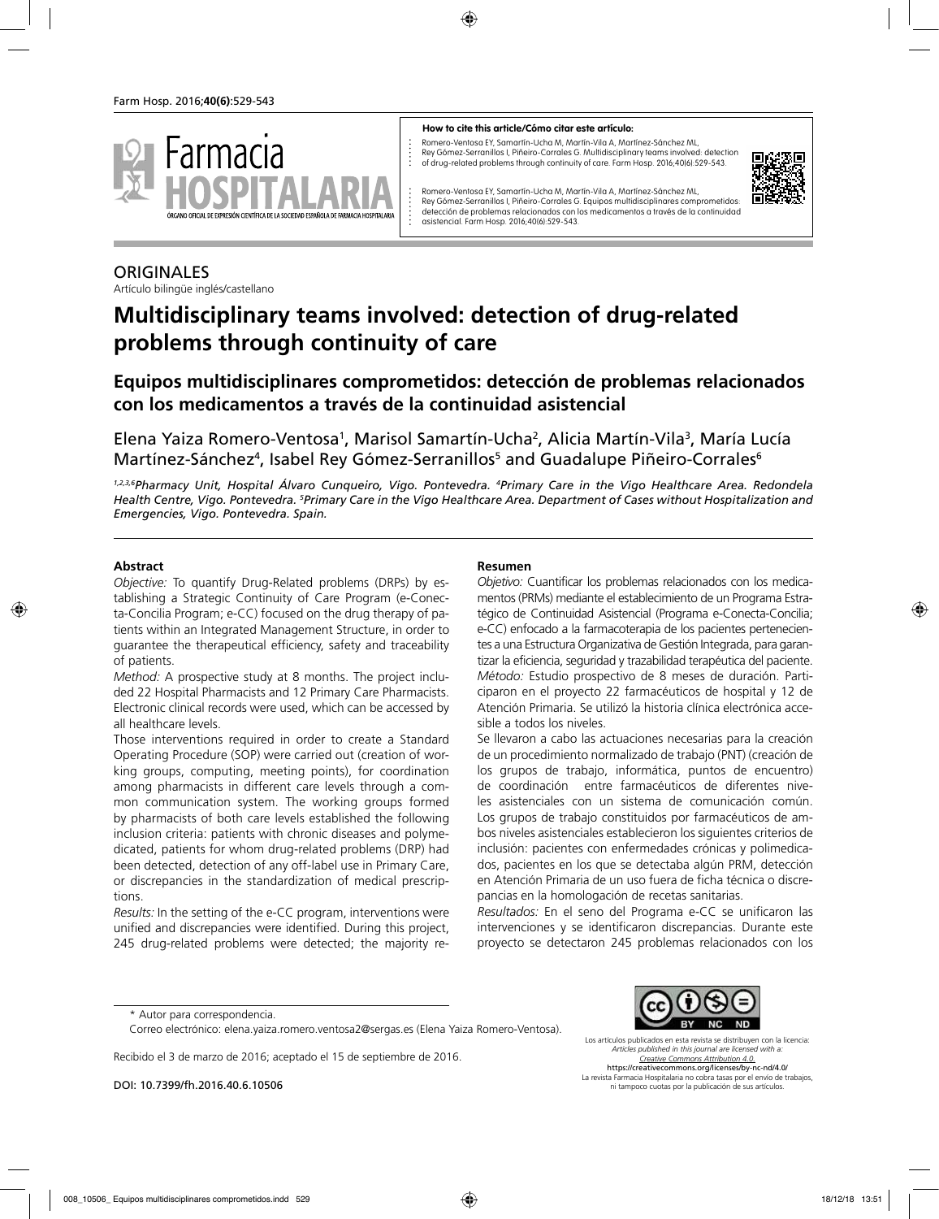**How to cite this article/Cómo citar este artículo:**

Romero-Ventosa EY, Samartín-Ucha M, Martín-Vila A, Martínez-Sánchez ML, Rey Gómez-Serranillos I, Piñeiro-Corrales G. Multidisciplinary teams involved: detection of drug-related problems through continuity of care. Farm Hosp. 2016;40(6):529-543.

Romero-Ventosa EY, Samartín-Ucha M, Martín-Vila A, Martínez-Sánchez ML, Rey Gómez-Serranillos I, Piñeiro-Corrales G. Equipos multidisciplinares comprometidos: detección de problemas relacionados con los medicamentos a través de la continuidad asistencial. Farm Hosp. 2016;40(6):529-543.

ORIGINALES

Artículo bilingüe inglés/castellano

# Multidisciplinary teams involved: detection of drug-related problems through continuity of care

## Equipos multidisciplinares comprometidos: detección de problemas relacionados con los medicamentos a través de la continuidad asistencial

Elena Yaiza Romero-Ventosa[1], Marisol Samartín-Ucha[2], Alicia Martín-Vila[3], María Lucía Martínez-Sánchez[4], Isabel Rey Gómez-Serranillos[5] and Guadalupe Piñeiro-Corrales[6]

*[1,2,3,6]Pharmacy Unit, Hospital Álvaro Cunqueiro, Vigo. Pontevedra. [4]Primary Care in the Vigo Healthcare Area. Redondela Health Centre, Vigo. Pontevedra. [5]Primary Care in the Vigo Healthcare Area. Department of Cases without Hospitalization and Emergencies, Vigo. Pontevedra. Spain.*

### Abstract

*Objective:* To quantify Drug-Related problems (DRPs) by establishing a Strategic Continuity of Care Program (e-Conecta-Concilia Program; e-CC) focused on the drug therapy of patients within an Integrated Management Structure, in order to guarantee the therapeutical efficiency, safety and traceability of patients.

*Method:* A prospective study at 8 months. The project included 22 Hospital Pharmacists and 12 Primary Care Pharmacists. Electronic clinical records were used, which can be accessed by all healthcare levels.

Those interventions required in order to create a Standard Operating Procedure (SOP) were carried out (creation of working groups, computing, meeting points), for coordination among pharmacists in different care levels through a common communication system. The working groups formed by pharmacists of both care levels established the following inclusion criteria: patients with chronic diseases and polymedicated, patients for whom drug-related problems (DRP) had been detected, detection of any off-label use in Primary Care, or discrepancies in the standardization of medical prescriptions.

*Results:* In the setting of the e-CC program, interventions were unified and discrepancies were identified. During this project, 245 drug-related problems were detected; the majority re-

### Resumen

*Objetivo:* Cuantificar los problemas relacionados con los medicamentos (PRMs) mediante el establecimiento de un Programa Estratégico de Continuidad Asistencial (Programa e-Conecta-Concilia; e-CC) enfocado a la farmacoterapia de los pacientes pertenecientes a una Estructura Organizativa de Gestión Integrada, para garantizar la eficiencia, seguridad y trazabilidad terapéutica del paciente.

*Método:* Estudio prospectivo de 8 meses de duración. Participaron en el proyecto 22 farmacéuticos de hospital y 12 de Atención Primaria. Se utilizó la historia clínica electrónica accesible a todos los niveles.

Se llevaron a cabo las actuaciones necesarias para la creación de un procedimiento normalizado de trabajo (PNT) (creación de los grupos de trabajo, informática, puntos de encuentro) de coordinación entre farmacéuticos de diferentes niveles asistenciales con un sistema de comunicación común. Los grupos de trabajo constituidos por farmacéuticos de ambos niveles asistenciales establecieron los siguientes criterios de inclusión: pacientes con enfermedades crónicas y polimedicados, pacientes en los que se detectaba algún PRM, detección en Atención Primaria de un uso fuera de ficha técnica o discrepancias en la homologación de recetas sanitarias.

*Resultados:* En el seno del Programa e-CC se unificaron las intervenciones y se identificaron discrepancias. Durante este proyecto se detectaron 245 problemas relacionados con los

\* Autor para correspondencia.

Correo electrónico: elena.yaiza.romero.ventosa2@sergas.es (Elena Yaiza Romero-Ventosa).

Recibido el 3 de marzo de 2016; aceptado el 15 de septiembre de 2016.

DOI: 10.7399/fh.2016.40.6.10506

Los artículos publicados en esta revista se distribuyen con la licencia: *Articles published in this journal are licensed with a: Creative Commons Attribution 4.0.* https://creativecommons.org/licenses/by-nc-nd/4.0/ La revista Farmacia Hospitalaria no cobra tasas por el envío de trabajos, ni tampoco cuotas por la publicación de sus artículos.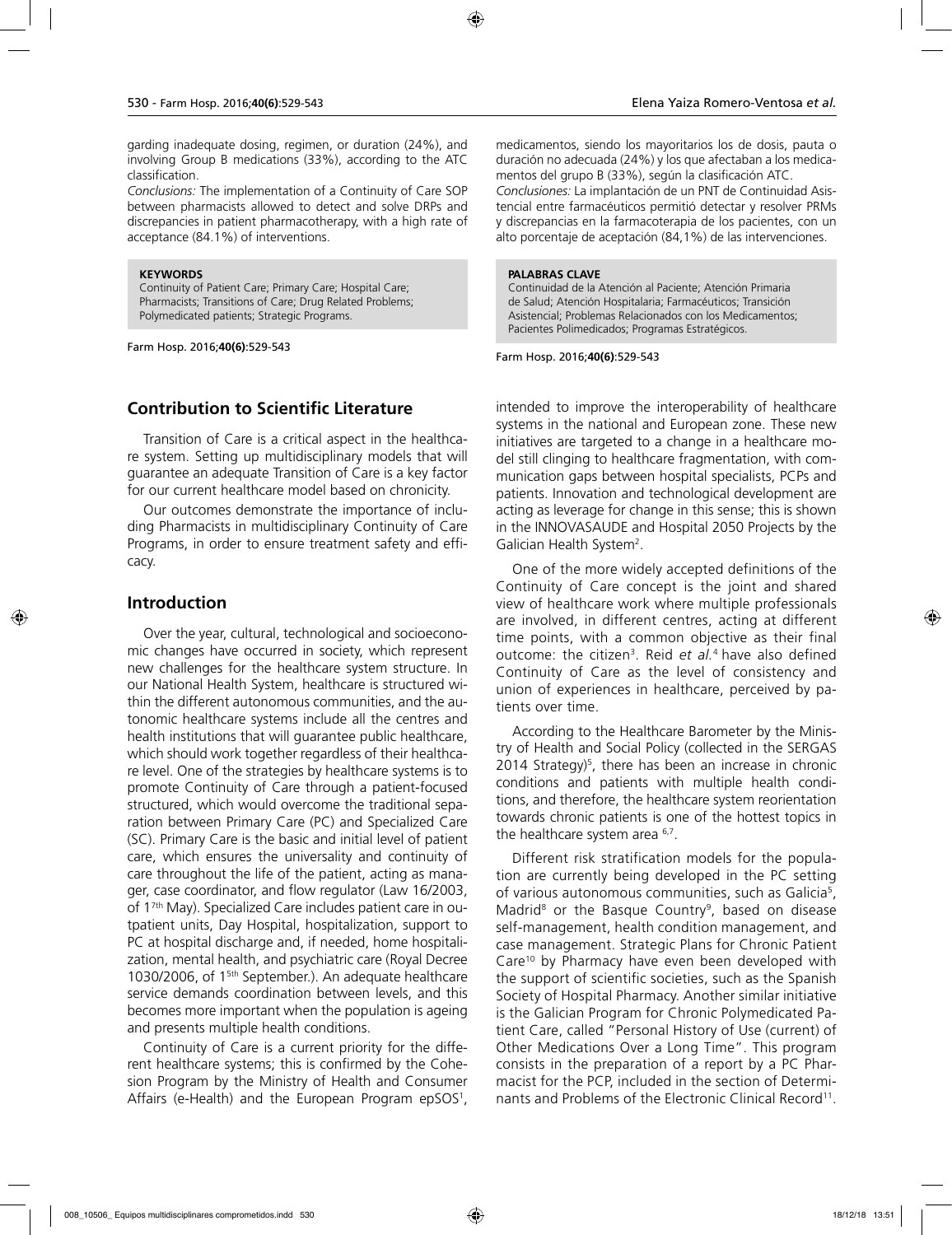garding inadequate dosing, regimen, or duration (24%), and involving Group B medications (33%), according to the ATC classification.

*Conclusions:* The implementation of a Continuity of Care SOP between pharmacists allowed to detect and solve DRPs and discrepancies in patient pharmacotherapy, with a high rate of acceptance (84.1%) of interventions.

**KEYWORDS**
Continuity of Patient Care; Primary Care; Hospital Care; Pharmacists; Transitions of Care; Drug Related Problems; Polymedicated patients; Strategic Programs.

Farm Hosp. 2016;**40(6)**:529-543

medicamentos, siendo los mayoritarios los de dosis, pauta o duración no adecuada (24%) y los que afectaban a los medicamentos del grupo B (33%), según la clasificación ATC.

*Conclusiones:* La implantación de un PNT de Continuidad Asistencial entre farmacéuticos permitió detectar y resolver PRMs y discrepancias en la farmacoterapia de los pacientes, con un alto porcentaje de aceptación (84,1%) de las intervenciones.

**PALABRAS CLAVE**
Continuidad de la Atención al Paciente; Atención Primaria de Salud; Atención Hospitalaria; Farmacéuticos; Transición Asistencial; Problemas Relacionados con los Medicamentos; Pacientes Polimedicados; Programas Estratégicos.

Farm Hosp. 2016;**40(6)**:529-543

## Contribution to Scientific Literature

Transition of Care is a critical aspect in the healthcare system. Setting up multidisciplinary models that will guarantee an adequate Transition of Care is a key factor for our current healthcare model based on chronicity.

Our outcomes demonstrate the importance of including Pharmacists in multidisciplinary Continuity of Care Programs, in order to ensure treatment safety and efficacy.

## Introduction

Over the year, cultural, technological and socioeconomic changes have occurred in society, which represent new challenges for the healthcare system structure. In our National Health System, healthcare is structured within the different autonomous communities, and the autonomic healthcare systems include all the centres and health institutions that will guarantee public healthcare, which should work together regardless of their healthcare level. One of the strategies by healthcare systems is to promote Continuity of Care through a patient-focused structured, which would overcome the traditional separation between Primary Care (PC) and Specialized Care (SC). Primary Care is the basic and initial level of patient care, which ensures the universality and continuity of care throughout the life of the patient, acting as manager, case coordinator, and flow regulator (Law 16/2003, of 17th May). Specialized Care includes patient care in outpatient units, Day Hospital, hospitalization, support to PC at hospital discharge and, if needed, home hospitalization, mental health, and psychiatric care (Royal Decree 1030/2006, of 15th September.). An adequate healthcare service demands coordination between levels, and this becomes more important when the population is ageing and presents multiple health conditions.

Continuity of Care is a current priority for the different healthcare systems; this is confirmed by the Cohesion Program by the Ministry of Health and Consumer Affairs (e-Health) and the European Program epSOS[1], intended to improve the interoperability of healthcare systems in the national and European zone. These new initiatives are targeted to a change in a healthcare model still clinging to healthcare fragmentation, with communication gaps between hospital specialists, PCPs and patients. Innovation and technological development are acting as leverage for change in this sense; this is shown in the INNOVASAUDE and Hospital 2050 Projects by the Galician Health System[2].

One of the more widely accepted definitions of the Continuity of Care concept is the joint and shared view of healthcare work where multiple professionals are involved, in different centres, acting at different time points, with a common objective as their final outcome: the citizen[3]. Reid *et al.*[4] have also defined Continuity of Care as the level of consistency and union of experiences in healthcare, perceived by patients over time.

According to the Healthcare Barometer by the Ministry of Health and Social Policy (collected in the SERGAS 2014 Strategy)[5], there has been an increase in chronic conditions and patients with multiple health conditions, and therefore, the healthcare system reorientation towards chronic patients is one of the hottest topics in the healthcare system area [6,7].

Different risk stratification models for the population are currently being developed in the PC setting of various autonomous communities, such as Galicia[5], Madrid[8] or the Basque Country[9], based on disease self-management, health condition management, and case management. Strategic Plans for Chronic Patient Care[10] by Pharmacy have even been developed with the support of scientific societies, such as the Spanish Society of Hospital Pharmacy. Another similar initiative is the Galician Program for Chronic Polymedicated Patient Care, called "Personal History of Use (current) of Other Medications Over a Long Time". This program consists in the preparation of a report by a PC Pharmacist for the PCP, included in the section of Determinants and Problems of the Electronic Clinical Record[11].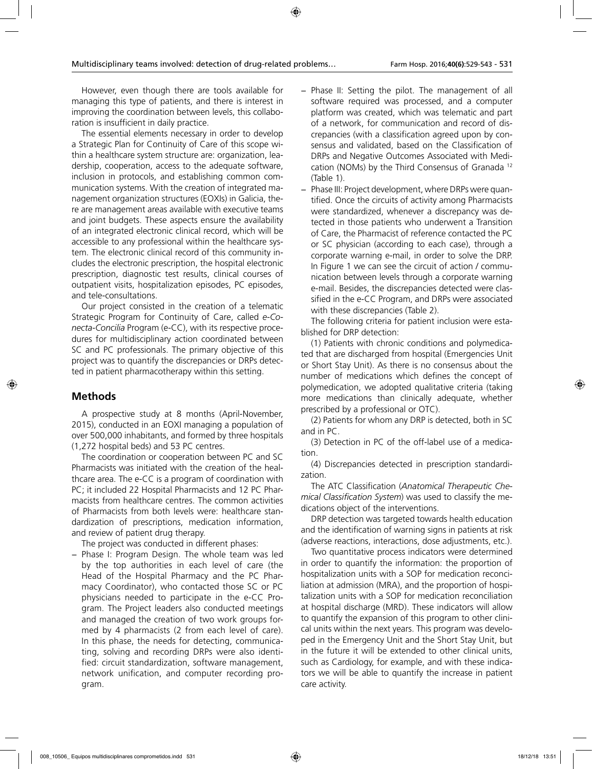However, even though there are tools available for managing this type of patients, and there is interest in improving the coordination between levels, this collaboration is insufficient in daily practice.

The essential elements necessary in order to develop a Strategic Plan for Continuity of Care of this scope within a healthcare system structure are: organization, leadership, cooperation, access to the adequate software, inclusion in protocols, and establishing common communication systems. With the creation of integrated management organization structures (EOXIs) in Galicia, there are management areas available with executive teams and joint budgets. These aspects ensure the availability of an integrated electronic clinical record, which will be accessible to any professional within the healthcare system. The electronic clinical record of this community includes the electronic prescription, the hospital electronic prescription, diagnostic test results, clinical courses of outpatient visits, hospitalization episodes, PC episodes, and tele-consultations.

Our project consisted in the creation of a telematic Strategic Program for Continuity of Care, called *e-Conecta-Concilia* Program (e-CC), with its respective procedures for multidisciplinary action coordinated between SC and PC professionals. The primary objective of this project was to quantify the discrepancies or DRPs detected in patient pharmacotherapy within this setting.

## Methods

A prospective study at 8 months (April-November, 2015), conducted in an EOXI managing a population of over 500,000 inhabitants, and formed by three hospitals (1,272 hospital beds) and 53 PC centres.

The coordination or cooperation between PC and SC Pharmacists was initiated with the creation of the healthcare area. The e-CC is a program of coordination with PC; it included 22 Hospital Pharmacists and 12 PC Pharmacists from healthcare centres. The common activities of Pharmacists from both levels were: healthcare standardization of prescriptions, medication information, and review of patient drug therapy.

The project was conducted in different phases:

- Phase I: Program Design. The whole team was led by the top authorities in each level of care (the Head of the Hospital Pharmacy and the PC Pharmacy Coordinator), who contacted those SC or PC physicians needed to participate in the e-CC Program. The Project leaders also conducted meetings and managed the creation of two work groups formed by 4 pharmacists (2 from each level of care). In this phase, the needs for detecting, communicating, solving and recording DRPs were also identified: circuit standardization, software management, network unification, and computer recording program.
- Phase II: Setting the pilot. The management of all software required was processed, and a computer platform was created, which was telematic and part of a network, for communication and record of discrepancies (with a classification agreed upon by consensus and validated, based on the Classification of DRPs and Negative Outcomes Associated with Medication (NOMs) by the Third Consensus of Granada [12] (Table 1).
- Phase III: Project development, where DRPs were quantified. Once the circuits of activity among Pharmacists were standardized, whenever a discrepancy was detected in those patients who underwent a Transition of Care, the Pharmacist of reference contacted the PC or SC physician (according to each case), through a corporate warning e-mail, in order to solve the DRP. In Figure 1 we can see the circuit of action / communication between levels through a corporate warning e-mail. Besides, the discrepancies detected were classified in the e-CC Program, and DRPs were associated with these discrepancies (Table 2).

The following criteria for patient inclusion were established for DRP detection:

(1) Patients with chronic conditions and polymedicated that are discharged from hospital (Emergencies Unit or Short Stay Unit). As there is no consensus about the number of medications which defines the concept of polymedication, we adopted qualitative criteria (taking more medications than clinically adequate, whether prescribed by a professional or OTC).

(2) Patients for whom any DRP is detected, both in SC and in PC.

(3) Detection in PC of the off-label use of a medication.

(4) Discrepancies detected in prescription standardization.

The ATC Classification (*Anatomical Therapeutic Chemical Classification System*) was used to classify the medications object of the interventions.

DRP detection was targeted towards health education and the identification of warning signs in patients at risk (adverse reactions, interactions, dose adjustments, etc.).

Two quantitative process indicators were determined in order to quantify the information: the proportion of hospitalization units with a SOP for medication reconciliation at admission (MRA), and the proportion of hospitalization units with a SOP for medication reconciliation at hospital discharge (MRD). These indicators will allow to quantify the expansion of this program to other clinical units within the next years. This program was developed in the Emergency Unit and the Short Stay Unit, but in the future it will be extended to other clinical units, such as Cardiology, for example, and with these indicators we will be able to quantify the increase in patient care activity.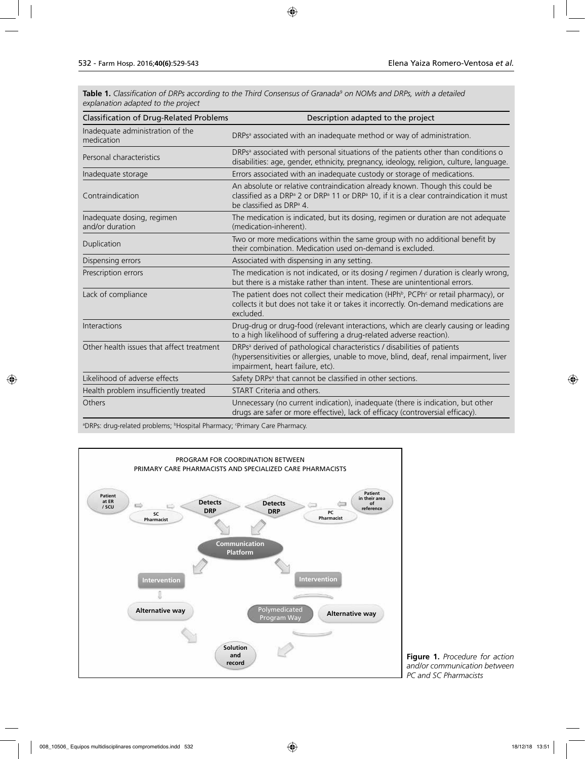**Table 1.** *Classification of DRPs according to the Third Consensus of Granada[9] on NOMs and DRPs, with a detailed explanation adapted to the project*

| Classification of Drug-Related Problems | Description adapted to the project |
|---|---|
| Inadequate administration of the medication | DRPs[a] associated with an inadequate method or way of administration. |
| Personal characteristics | DRPs[a] associated with personal situations of the patients other than conditions o disabilities: age, gender, ethnicity, pregnancy, ideology, religion, culture, language. |
| Inadequate storage | Errors associated with an inadequate custody or storage of medications. |
| Contraindication | An absolute or relative contraindication already known. Though this could be classified as a DRP[a] 2 or DRP[a] 11 or DRP[a] 10, if it is a clear contraindication it must be classified as DRP[a] 4. |
| Inadequate dosing, regimen and/or duration | The medication is indicated, but its dosing, regimen or duration are not adequate (medication-inherent). |
| Duplication | Two or more medications within the same group with no additional benefit by their combination. Medication used on-demand is excluded. |
| Dispensing errors | Associated with dispensing in any setting. |
| Prescription errors | The medication is not indicated, or its dosing / regimen / duration is clearly wrong, but there is a mistake rather than intent. These are unintentional errors. |
| Lack of compliance | The patient does not collect their medication (HPh[b], PCPh[c] or retail pharmacy), or collects it but does not take it or takes it incorrectly. On-demand medications are excluded. |
| Interactions | Drug-drug or drug-food (relevant interactions, which are clearly causing or leading to a high likelihood of suffering a drug-related adverse reaction). |
| Other health issues that affect treatment | DRPs[a] derived of pathological characteristics / disabilities of patients (hypersensitivities or allergies, unable to move, blind, deaf, renal impairment, liver impairment, heart failure, etc). |
| Likelihood of adverse effects | Safety DRPs[a] that cannot be classified in other sections. |
| Health problem insufficiently treated | START Criteria and others. |
| Others | Unnecessary (no current indication), inadequate (there is indication, but other drugs are safer or more effective), lack of efficacy (controversial efficacy). |

[a]DRPs: drug-related problems; [b]Hospital Pharmacy; [c]Primary Care Pharmacy.

PROGRAM FOR COORDINATION BETWEEN PRIMARY CARE PHARMACISTS AND SPECIALIZED CARE PHARMACISTS

Patient at ER / SCU → SC Pharmacist → Detects DRP

Patient in their area of reference → PC Pharmacist → Detects DRP

Communication Platform

Intervention → Alternative way

Intervention → Polymedicated Program Way / Alternative way

Solution and record

**Figure 1.** *Procedure for action and/or communication between PC and SC Pharmacists*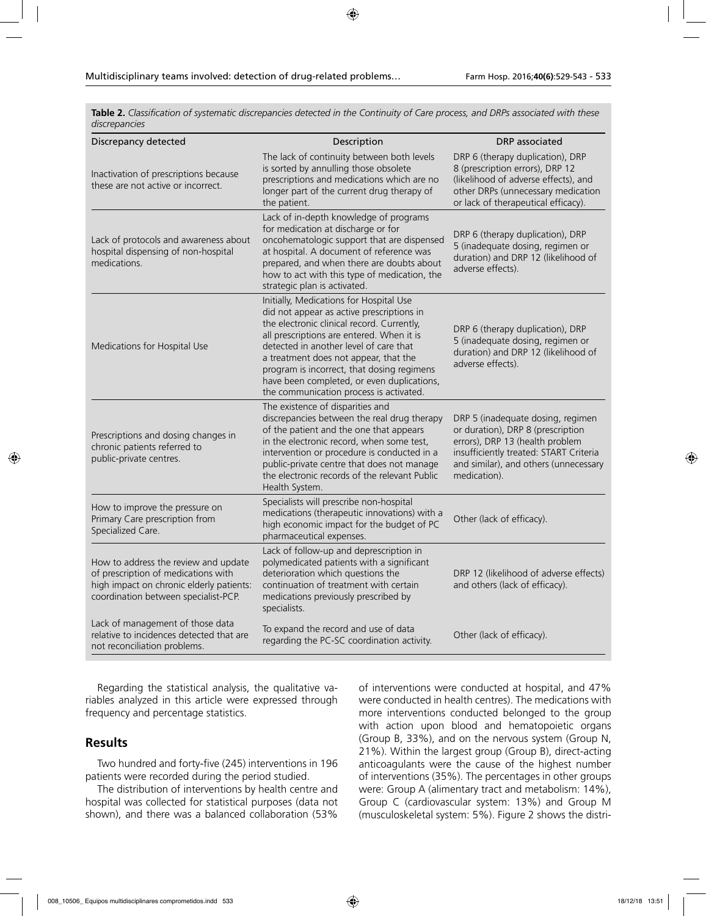**Table 2.** *Classification of systematic discrepancies detected in the Continuity of Care process, and DRPs associated with these discrepancies*

| Discrepancy detected | Description | DRP associated |
|---|---|---|
| Inactivation of prescriptions because these are not active or incorrect. | The lack of continuity between both levels is sorted by annulling those obsolete prescriptions and medications which are no longer part of the current drug therapy of the patient. | DRP 6 (therapy duplication), DRP 8 (prescription errors), DRP 12 (likelihood of adverse effects), and other DRPs (unnecessary medication or lack of therapeutical efficacy). |
| Lack of protocols and awareness about hospital dispensing of non-hospital medications. | Lack of in-depth knowledge of programs for medication at discharge or for oncohematologic support that are dispensed at hospital. A document of reference was prepared, and when there are doubts about how to act with this type of medication, the strategic plan is activated. | DRP 6 (therapy duplication), DRP 5 (inadequate dosing, regimen or duration) and DRP 12 (likelihood of adverse effects). |
| Medications for Hospital Use | Initially, Medications for Hospital Use did not appear as active prescriptions in the electronic clinical record. Currently, all prescriptions are entered. When it is detected in another level of care that a treatment does not appear, that the program is incorrect, that dosing regimens have been completed, or even duplications, the communication process is activated. | DRP 6 (therapy duplication), DRP 5 (inadequate dosing, regimen or duration) and DRP 12 (likelihood of adverse effects). |
| Prescriptions and dosing changes in chronic patients referred to public-private centres. | The existence of disparities and discrepancies between the real drug therapy of the patient and the one that appears in the electronic record, when some test, intervention or procedure is conducted in a public-private centre that does not manage the electronic records of the relevant Public Health System. | DRP 5 (inadequate dosing, regimen or duration), DRP 8 (prescription errors), DRP 13 (health problem insufficiently treated: START Criteria and similar), and others (unnecessary medication). |
| How to improve the pressure on Primary Care prescription from Specialized Care. | Specialists will prescribe non-hospital medications (therapeutic innovations) with a high economic impact for the budget of PC pharmaceutical expenses. | Other (lack of efficacy). |
| How to address the review and update of prescription of medications with high impact on chronic elderly patients: coordination between specialist-PCP. | Lack of follow-up and deprescription in polymedicated patients with a significant deterioration which questions the continuation of treatment with certain medications previously prescribed by specialists. | DRP 12 (likelihood of adverse effects) and others (lack of efficacy). |
| Lack of management of those data relative to incidences detected that are not reconciliation problems. | To expand the record and use of data regarding the PC-SC coordination activity. | Other (lack of efficacy). |

Regarding the statistical analysis, the qualitative variables analyzed in this article were expressed through frequency and percentage statistics.

## Results

Two hundred and forty-five (245) interventions in 196 patients were recorded during the period studied.

The distribution of interventions by health centre and hospital was collected for statistical purposes (data not shown), and there was a balanced collaboration (53% of interventions were conducted at hospital, and 47% were conducted in health centres). The medications with more interventions conducted belonged to the group with action upon blood and hematopoietic organs (Group B, 33%), and on the nervous system (Group N, 21%). Within the largest group (Group B), direct-acting anticoagulants were the cause of the highest number of interventions (35%). The percentages in other groups were: Group A (alimentary tract and metabolism: 14%), Group C (cardiovascular system: 13%) and Group M (musculoskeletal system: 5%). Figure 2 shows the distri-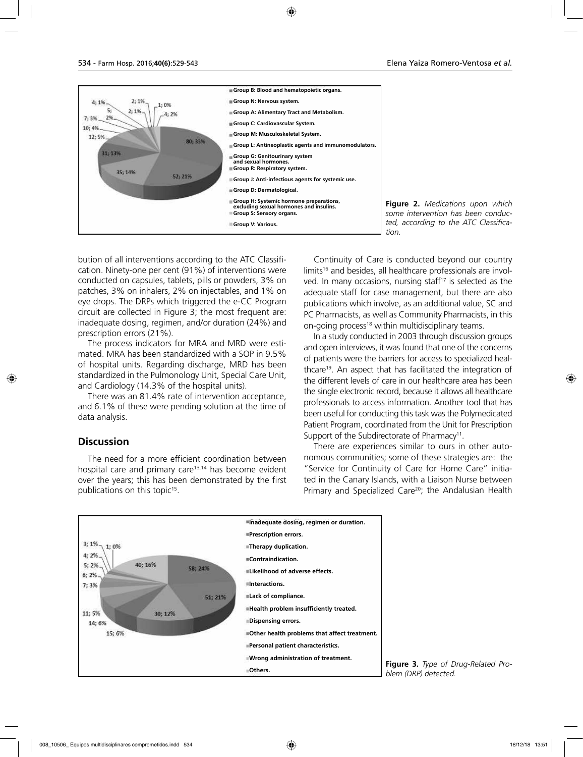Group B: Blood and hematopoietic organs.
Group N: Nervous system.
Group A: Alimentary Tract and Metabolism.
Group C: Cardiovascular System.
Group M: Musculoskeletal System.
Group L: Antineoplastic agents and immunomodulators.
Group G: Genitourinary system and sexual hormones.
Group R: Respiratory system.
Group J: Anti-infectious agents for systemic use.
Group D: Dermatological.
Group H: Systemic hormone preparations, excluding sexual hormones and insulins.
Group S: Sensory organs.
Group V: Various.

80; 33% · 52; 21% · 35; 14% · 31; 13% · 12; 5% · 10; 4% · 7; 3% · 5; 2% · 4; 1% · 2; 1% · 2; 1% · 1; 0% · 4; 2%

**Figure 2.** *Medications upon which some intervention has been conducted, according to the ATC Classification.*

bution of all interventions according to the ATC Classification. Ninety-one per cent (91%) of interventions were conducted on capsules, tablets, pills or powders, 3% on patches, 3% on inhalers, 2% on injectables, and 1% on eye drops. The DRPs which triggered the e-CC Program circuit are collected in Figure 3; the most frequent are: inadequate dosing, regimen, and/or duration (24%) and prescription errors (21%).

The process indicators for MRA and MRD were estimated. MRA has been standardized with a SOP in 9.5% of hospital units. Regarding discharge, MRD has been standardized in the Pulmonology Unit, Special Care Unit, and Cardiology (14.3% of the hospital units).

There was an 81.4% rate of intervention acceptance, and 6.1% of these were pending solution at the time of data analysis.

## Discussion

The need for a more efficient coordination between hospital care and primary care[13,14] has become evident over the years; this has been demonstrated by the first publications on this topic[15].

Continuity of Care is conducted beyond our country limits[16] and besides, all healthcare professionals are involved. In many occasions, nursing staff[17] is selected as the adequate staff for case management, but there are also publications which involve, as an additional value, SC and PC Pharmacists, as well as Community Pharmacists, in this on-going process[18] within multidisciplinary teams.

In a study conducted in 2003 through discussion groups and open interviews, it was found that one of the concerns of patients were the barriers for access to specialized healthcare[19]. An aspect that has facilitated the integration of the different levels of care in our healthcare area has been the single electronic record, because it allows all healthcare professionals to access information. Another tool that has been useful for conducting this task was the Polymedicated Patient Program, coordinated from the Unit for Prescription Support of the Subdirectorate of Pharmacy[11].

There are experiences similar to ours in other autonomous communities; some of these strategies are: the "Service for Continuity of Care for Home Care" initiated in the Canary Islands, with a Liaison Nurse between Primary and Specialized Care[20]; the Andalusian Health

Inadequate dosing, regimen or duration.
Prescription errors.
Therapy duplication.
Contraindication.
Likelihood of adverse effects.
Interactions.
Lack of compliance.
Health problem insufficiently treated.
Dispensing errors.
Other health problems that affect treatment.
Personal patient characteristics.
Wrong administration of treatment.
Others.

58; 24% · 51; 21% · 30; 12% · 15; 6% · 14; 6% · 11; 5% · 7; 3% · 6; 2% · 5; 2% · 4; 2% · 3; 1% · 1; 0% · 40; 16%

**Figure 3.** *Type of Drug-Related Problem (DRP) detected.*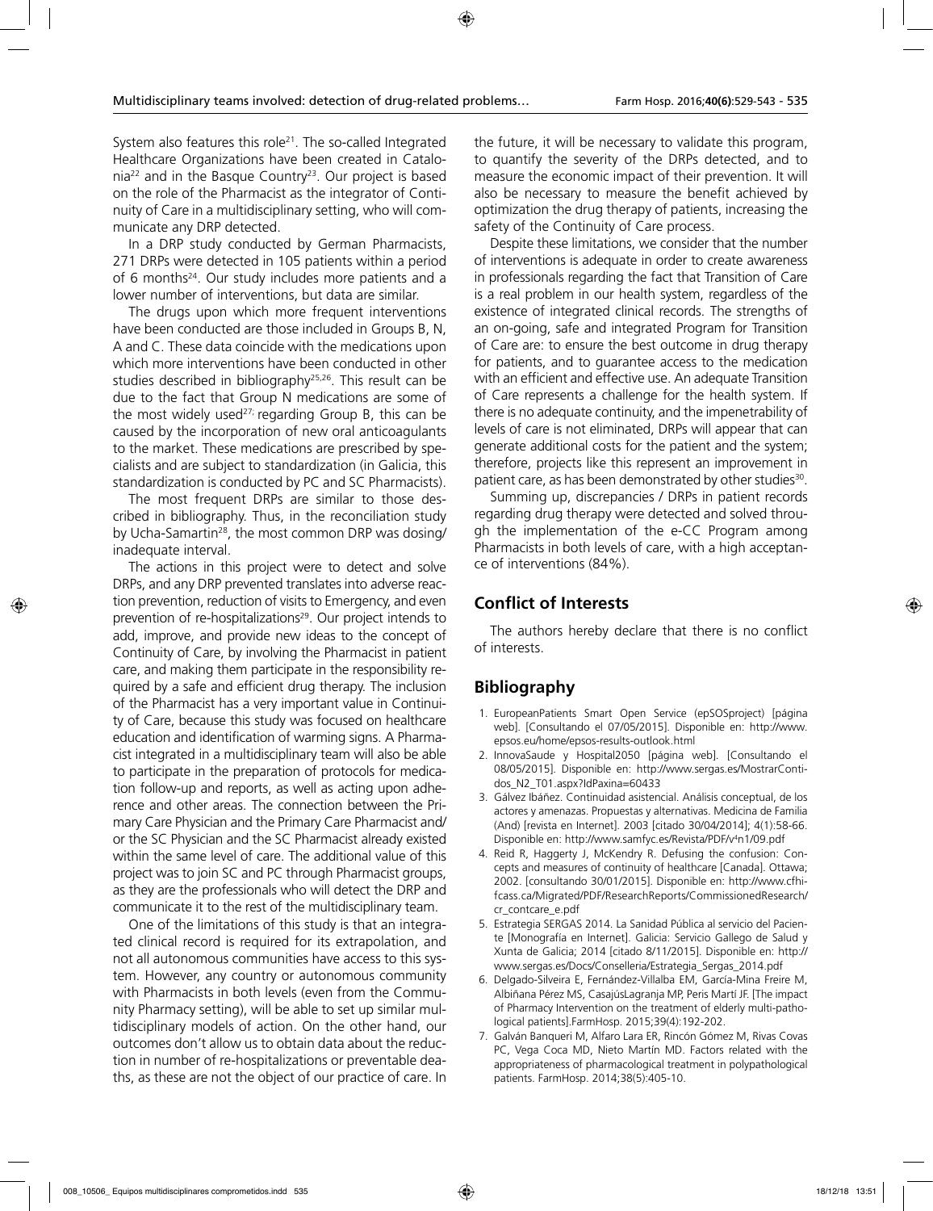System also features this role[21]. The so-called Integrated Healthcare Organizations have been created in Catalonia[22] and in the Basque Country[23]. Our project is based on the role of the Pharmacist as the integrator of Continuity of Care in a multidisciplinary setting, who will communicate any DRP detected.

In a DRP study conducted by German Pharmacists, 271 DRPs were detected in 105 patients within a period of 6 months[24]. Our study includes more patients and a lower number of interventions, but data are similar.

The drugs upon which more frequent interventions have been conducted are those included in Groups B, N, A and C. These data coincide with the medications upon which more interventions have been conducted in other studies described in bibliography[25,26]. This result can be due to the fact that Group N medications are some of the most widely used[27]; regarding Group B, this can be caused by the incorporation of new oral anticoagulants to the market. These medications are prescribed by specialists and are subject to standardization (in Galicia, this standardization is conducted by PC and SC Pharmacists).

The most frequent DRPs are similar to those described in bibliography. Thus, in the reconciliation study by Ucha-Samartin[28], the most common DRP was dosing/inadequate interval.

The actions in this project were to detect and solve DRPs, and any DRP prevented translates into adverse reaction prevention, reduction of visits to Emergency, and even prevention of re-hospitalizations[29]. Our project intends to add, improve, and provide new ideas to the concept of Continuity of Care, by involving the Pharmacist in patient care, and making them participate in the responsibility required by a safe and efficient drug therapy. The inclusion of the Pharmacist has a very important value in Continuity of Care, because this study was focused on healthcare education and identification of warming signs. A Pharmacist integrated in a multidisciplinary team will also be able to participate in the preparation of protocols for medication follow-up and reports, as well as acting upon adherence and other areas. The connection between the Primary Care Physician and the Primary Care Pharmacist and/or the SC Physician and the SC Pharmacist already existed within the same level of care. The additional value of this project was to join SC and PC through Pharmacist groups, as they are the professionals who will detect the DRP and communicate it to the rest of the multidisciplinary team.

One of the limitations of this study is that an integrated clinical record is required for its extrapolation, and not all autonomous communities have access to this system. However, any country or autonomous community with Pharmacists in both levels (even from the Community Pharmacy setting), will be able to set up similar multidisciplinary models of action. On the other hand, our outcomes don't allow us to obtain data about the reduction in number of re-hospitalizations or preventable deaths, as these are not the object of our practice of care. In the future, it will be necessary to validate this program, to quantify the severity of the DRPs detected, and to measure the economic impact of their prevention. It will also be necessary to measure the benefit achieved by optimization the drug therapy of patients, increasing the safety of the Continuity of Care process.

Despite these limitations, we consider that the number of interventions is adequate in order to create awareness in professionals regarding the fact that Transition of Care is a real problem in our health system, regardless of the existence of integrated clinical records. The strengths of an on-going, safe and integrated Program for Transition of Care are: to ensure the best outcome in drug therapy for patients, and to guarantee access to the medication with an efficient and effective use. An adequate Transition of Care represents a challenge for the health system. If there is no adequate continuity, and the impenetrability of levels of care is not eliminated, DRPs will appear that can generate additional costs for the patient and the system; therefore, projects like this represent an improvement in patient care, as has been demonstrated by other studies[30].

Summing up, discrepancies / DRPs in patient records regarding drug therapy were detected and solved through the implementation of the e-CC Program among Pharmacists in both levels of care, with a high acceptance of interventions (84%).

## Conflict of Interests

The authors hereby declare that there is no conflict of interests.

## Bibliography

1. EuropeanPatients Smart Open Service (epSOSproject) [página web]. [Consultando el 07/05/2015]. Disponible en: http://www.epsos.eu/home/epsos-results-outlook.html
2. InnovaSaude y Hospital2050 [página web]. [Consultando el 08/05/2015]. Disponible en: http://www.sergas.es/MostrarContidos_N2_T01.aspx?IdPaxina=60433
3. Gálvez Ibáñez. Continuidad asistencial. Análisis conceptual, de los actores y amenazas. Propuestas y alternativas. Medicina de Familia (And) [revista en Internet]. 2003 [citado 30/04/2014]; 4(1):58-66. Disponible en: http://www.samfyc.es/Revista/PDF/v4n1/09.pdf
4. Reid R, Haggerty J, McKendry R. Defusing the confusion: Concepts and measures of continuity of healthcare [Canada]. Ottawa; 2002. [consultando 30/01/2015]. Disponible en: http://www.cfhi-fcass.ca/Migrated/PDF/ResearchReports/CommissionedResearch/cr_contcare_e.pdf
5. Estrategia SERGAS 2014. La Sanidad Pública al servicio del Paciente [Monografía en Internet]. Galicia: Servicio Gallego de Salud y Xunta de Galicia; 2014 [citado 8/11/2015]. Disponible en: http://www.sergas.es/Docs/Conselleria/Estrategia_Sergas_2014.pdf
6. Delgado-Silveira E, Fernández-Villalba EM, García-Mina Freire M, Albiñana Pérez MS, CasajúsLagranja MP, Peris Martí JF. [The impact of Pharmacy Intervention on the treatment of elderly multi-pathological patients].FarmHosp. 2015;39(4):192-202.
7. Galván Banqueri M, Alfaro Lara ER, Rincón Gómez M, Rivas Covas PC, Vega Coca MD, Nieto Martín MD. Factors related with the appropriateness of pharmacological treatment in polypathological patients. FarmHosp. 2014;38(5):405-10.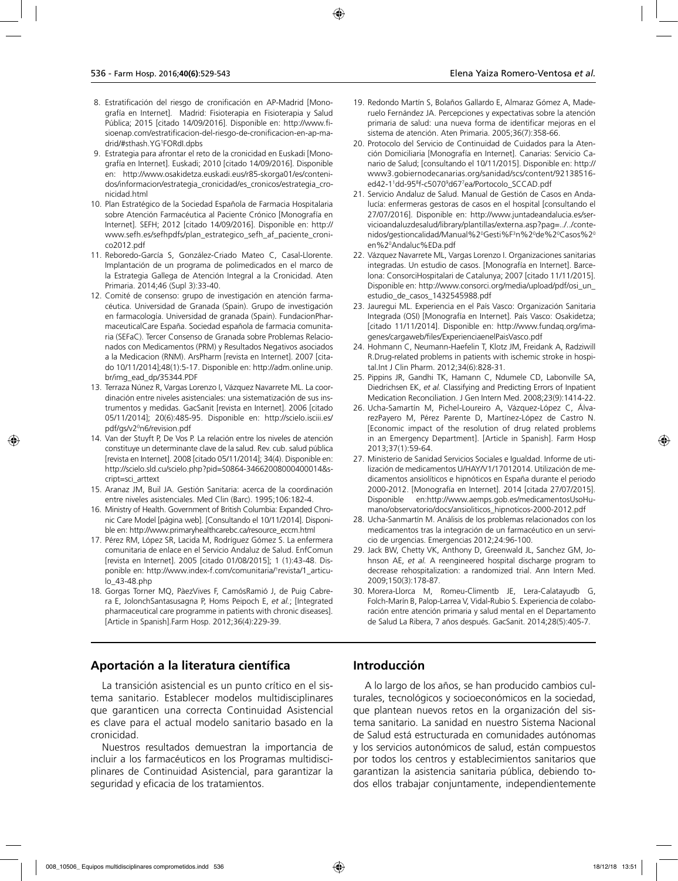8. Estratificación del riesgo de cronificación en AP-Madrid [Monografía en Internet]. Madrid: Fisioterapia en Fisioterapia y Salud Pública; 2015 [citado 14/09/2016]. Disponible en: http://www.fisioenap.com/estratificacion-del-riesgo-de-cronificacion-en-ap-madrid/#sthash.YG1FORdI.dpbs
9. Estrategia para afrontar el reto de la cronicidad en Euskadi [Monografía en Internet]. Euskadi; 2010 [citado 14/09/2016]. Disponible en: http://www.osakidetza.euskadi.eus/r85-skorga01/es/contenidos/informacion/estrategia_cronicidad/es_cronicos/estrategia_cronicidad.html
10. Plan Estratégico de la Sociedad Española de Farmacia Hospitalaria sobre Atención Farmacéutica al Paciente Crónico [Monografía en Internet]. SEFH; 2012 [citado 14/09/2016]. Disponible en: http://www.sefh.es/sefhpdfs/plan_estrategico_sefh_af_paciente_cronico2012.pdf
11. Reboredo-García S, González-Criado Mateo C, Casal-Llorente. Implantación de un programa de polimedicados en el marco de la Estrategia Gallega de Atención Integral a la Cronicidad. Aten Primaria. 2014;46 (Supl 3):33-40.
12. Comité de consenso: grupo de investigación en atención farmacéutica. Universidad de Granada (Spain). Grupo de investigación en farmacología. Universidad de granada (Spain). FundacionPharmaceuticalCare España. Sociedad española de farmacia comunitaria (SEFaC). Tercer Consenso de Granada sobre Problemas Relacionados con Medicamentos (PRM) y Resultados Negativos asociados a la Medicacion (RNM). ArsPharm [revista en Internet]. 2007 [citado 10/11/2014];48(1):5-17. Disponible en: http://adm.online.unip.br/img_ead_dp/35344.PDF
13. Terraza Núnez R, Vargas Lorenzo I, Vázquez Navarrete ML. La coordinación entre niveles asistenciales: una sistematización de sus instrumentos y medidas. GacSanit [revista en Internet]. 2006 [citado 05/11/2014]; 20(6):485-95. Disponible en: http://scielo.isciii.es/pdf/gs/v20n6/revision.pdf
14. Van der Stuyft P, De Vos P. La relación entre los niveles de atención constituye un determinante clave de la salud. Rev. cub. salud pública [revista en Internet]. 2008 [citado 05/11/2014]; 34(4). Disponible en: http://scielo.sld.cu/scielo.php?pid=S0864-34662008000400014&script=sci_arttext
15. Aranaz JM, Buil JA. Gestión Sanitaria: acerca de la coordinación entre niveles asistenciales. Med Clin (Barc). 1995;106:182-4.
16. Ministry of Health. Government of British Columbia: Expanded Chronic Care Model [página web]. [Consultando el 10/11/2014]. Disponible en: http://www.primaryhealthcarebc.ca/resource_eccm.html
17. Pérez RM, López SR, Lacida M, Rodríguez Gómez S. La enfermera comunitaria de enlace en el Servicio Andaluz de Salud. EnfComun [revista en Internet]. 2005 [citado 01/08/2015]; 1 (1):43-48. Disponible en: http://www.index-f.com/comunitaria/1revista/1_articulo_43-48.php
18. Gorgas Torner MQ, PàezVives F, CamósRamió J, de Puig Cabrera E, JolonchSantasusagna P, Homs Peipoch E, *et al.*; [Integrated pharmaceutical care programme in patients with chronic diseases]. [Article in Spanish].Farm Hosp. 2012;36(4):229-39.
19. Redondo Martín S, Bolaños Gallardo E, Almaraz Gómez A, Maderuelo Fernández JA. Percepciones y expectativas sobre la atención primaria de salud: una nueva forma de identificar mejoras en el sistema de atención. Aten Primaria. 2005;36(7):358-66.
20. Protocolo del Servicio de Continuidad de Cuidados para la Atención Domiciliaria [Monografía en Internet]. Canarias: Servicio Canario de Salud; [consultando el 10/11/2015]. Disponible en: http://www3.gobiernodecanarias.org/sanidad/scs/content/92138516-ed42-11dd-958f-c50709d677ea/Portocolo_SCCAD.pdf
21. Servicio Andaluz de Salud. Manual de Gestión de Casos en Andalucía: enfermeras gestoras de casos en el hospital [consultando el 27/07/2016]. Disponible en: http://www.juntadeandalucia.es/servicioandaluzdesalud/library/plantillas/externa.asp?pag=../../contenidos/gestioncalidad/Manual%20Gesti%F3n%20de%20Casos%20en%20Andaluc%EDa.pdf
22. Vázquez Navarrete ML, Vargas Lorenzo I. Organizaciones sanitarias integradas. Un estudio de casos. [Monografía en Internet]. Barcelona: ConsorciHospitalari de Catalunya; 2007 [citado 11/11/2015]. Disponible en: http://www.consorci.org/media/upload/pdf/osi_un_estudio_de_casos_1432545988.pdf
23. Jauregui ML. Experiencia en el País Vasco: Organización Sanitaria Integrada (OSI) [Monografía en Internet]. País Vasco: Osakidetza; [citado 11/11/2014]. Disponible en: http://www.fundaq.org/imagenes/cargaweb/files/ExperienciaenelPaisVasco.pdf
24. Hohmann C, Neumann-Haefelin T, Klotz JM, Freidank A, Radziwill R.Drug-related problems in patients with ischemic stroke in hospital.Int J Clin Pharm. 2012;34(6):828-31.
25. Pippins JR, Gandhi TK, Hamann C, Ndumele CD, Labonville SA, Diedrichsen EK, *et al.* Classifying and Predicting Errors of Inpatient Medication Reconciliation. J Gen Intern Med. 2008;23(9):1414-22.
26. Ucha-Samartín M, Pichel-Loureiro A, Vázquez-López C, ÁlvarezPayero M, Pérez Parente D, Martínez-López de Castro N. [Economic impact of the resolution of drug related problems in an Emergency Department]. [Article in Spanish]. Farm Hosp 2013;37(1):59-64.
27. Ministerio de Sanidad Servicios Sociales e Igualdad. Informe de utilización de medicamentos U/HAY/V1/17012014. Utilización de medicamentos ansiolíticos e hipnóticos en España durante el periodo 2000-2012. [Monografía en Internet]. 2014 [citada 27/07/2015]. Disponible en:http://www.aemps.gob.es/medicamentosUsoHumano/observatorio/docs/ansioliticos_hipnoticos-2000-2012.pdf
28. Ucha-Sanmartín M. Análisis de los problemas relacionados con los medicamentos tras la integración de un farmacéutico en un servicio de urgencias. Emergencias 2012;24:96-100.
29. Jack BW, Chetty VK, Anthony D, Greenwald JL, Sanchez GM, Johnson AE, *et al.* A reengineered hospital discharge program to decrease rehospitalization: a randomized trial. Ann Intern Med. 2009;150(3):178-87.
30. Morera-Llorca M, Romeu-Climentb JE, Lera-Calatayudb G, Folch-Marín B, Palop-Larrea V, Vidal-Rubio S. Experiencia de colaboración entre atención primaria y salud mental en el Departamento de Salud La Ribera, 7 años después. GacSanit. 2014;28(5):405-7.

## Aportación a la literatura científica

La transición asistencial es un punto crítico en el sistema sanitario. Establecer modelos multidisciplinares que garanticen una correcta Continuidad Asistencial es clave para el actual modelo sanitario basado en la cronicidad.

Nuestros resultados demuestran la importancia de incluir a los farmacéuticos en los Programas multidisciplinares de Continuidad Asistencial, para garantizar la seguridad y eficacia de los tratamientos.

## Introducción

A lo largo de los años, se han producido cambios culturales, tecnológicos y socioeconómicos en la sociedad, que plantean nuevos retos en la organización del sistema sanitario. La sanidad en nuestro Sistema Nacional de Salud está estructurada en comunidades autónomas y los servicios autonómicos de salud, están compuestos por todos los centros y establecimientos sanitarios que garantizan la asistencia sanitaria pública, debiendo todos ellos trabajar conjuntamente, independientemente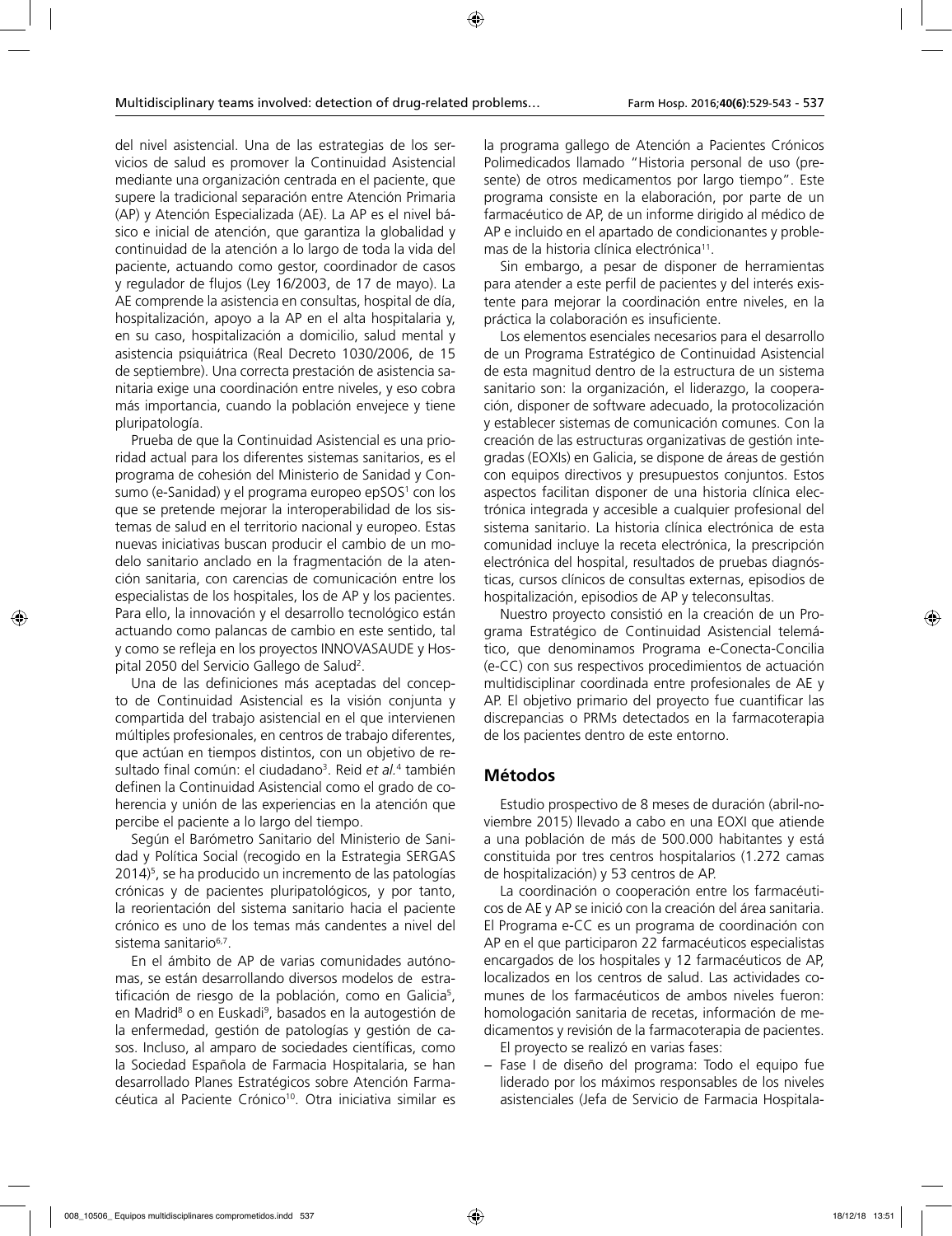del nivel asistencial. Una de las estrategias de los servicios de salud es promover la Continuidad Asistencial mediante una organización centrada en el paciente, que supere la tradicional separación entre Atención Primaria (AP) y Atención Especializada (AE). La AP es el nivel básico e inicial de atención, que garantiza la globalidad y continuidad de la atención a lo largo de toda la vida del paciente, actuando como gestor, coordinador de casos y regulador de flujos (Ley 16/2003, de 17 de mayo). La AE comprende la asistencia en consultas, hospital de día, hospitalización, apoyo a la AP en el alta hospitalaria y, en su caso, hospitalización a domicilio, salud mental y asistencia psiquiátrica (Real Decreto 1030/2006, de 15 de septiembre). Una correcta prestación de asistencia sanitaria exige una coordinación entre niveles, y eso cobra más importancia, cuando la población envejece y tiene pluripatología.

Prueba de que la Continuidad Asistencial es una prioridad actual para los diferentes sistemas sanitarios, es el programa de cohesión del Ministerio de Sanidad y Consumo (e-Sanidad) y el programa europeo epSOS[1] con los que se pretende mejorar la interoperabilidad de los sistemas de salud en el territorio nacional y europeo. Estas nuevas iniciativas buscan producir el cambio de un modelo sanitario anclado en la fragmentación de la atención sanitaria, con carencias de comunicación entre los especialistas de los hospitales, los de AP y los pacientes. Para ello, la innovación y el desarrollo tecnológico están actuando como palancas de cambio en este sentido, tal y como se refleja en los proyectos INNOVASAUDE y Hospital 2050 del Servicio Gallego de Salud[2].

Una de las definiciones más aceptadas del concepto de Continuidad Asistencial es la visión conjunta y compartida del trabajo asistencial en el que intervienen múltiples profesionales, en centros de trabajo diferentes, que actúan en tiempos distintos, con un objetivo de resultado final común: el ciudadano[3]. Reid *et al.*[4] también definen la Continuidad Asistencial como el grado de coherencia y unión de las experiencias en la atención que percibe el paciente a lo largo del tiempo.

Según el Barómetro Sanitario del Ministerio de Sanidad y Política Social (recogido en la Estrategia SERGAS 2014)[5], se ha producido un incremento de las patologías crónicas y de pacientes pluripatológicos, y por tanto, la reorientación del sistema sanitario hacia el paciente crónico es uno de los temas más candentes a nivel del sistema sanitario[6,7].

En el ámbito de AP de varias comunidades autónomas, se están desarrollando diversos modelos de estratificación de riesgo de la población, como en Galicia[5], en Madrid[8] o en Euskadi[9], basados en la autogestión de la enfermedad, gestión de patologías y gestión de casos. Incluso, al amparo de sociedades científicas, como la Sociedad Española de Farmacia Hospitalaria, se han desarrollado Planes Estratégicos sobre Atención Farmacéutica al Paciente Crónico[10]. Otra iniciativa similar es la programa gallego de Atención a Pacientes Crónicos Polimedicados llamado "Historia personal de uso (presente) de otros medicamentos por largo tiempo". Este programa consiste en la elaboración, por parte de un farmacéutico de AP, de un informe dirigido al médico de AP e incluido en el apartado de condicionantes y problemas de la historia clínica electrónica[11].

Sin embargo, a pesar de disponer de herramientas para atender a este perfil de pacientes y del interés existente para mejorar la coordinación entre niveles, en la práctica la colaboración es insuficiente.

Los elementos esenciales necesarios para el desarrollo de un Programa Estratégico de Continuidad Asistencial de esta magnitud dentro de la estructura de un sistema sanitario son: la organización, el liderazgo, la cooperación, disponer de software adecuado, la protocolización y establecer sistemas de comunicación comunes. Con la creación de las estructuras organizativas de gestión integradas (EOXIs) en Galicia, se dispone de áreas de gestión con equipos directivos y presupuestos conjuntos. Estos aspectos facilitan disponer de una historia clínica electrónica integrada y accesible a cualquier profesional del sistema sanitario. La historia clínica electrónica de esta comunidad incluye la receta electrónica, la prescripción electrónica del hospital, resultados de pruebas diagnósticas, cursos clínicos de consultas externas, episodios de hospitalización, episodios de AP y teleconsultas.

Nuestro proyecto consistió en la creación de un Programa Estratégico de Continuidad Asistencial telemático, que denominamos Programa e-Conecta-Concilia (e-CC) con sus respectivos procedimientos de actuación multidisciplinar coordinada entre profesionales de AE y AP. El objetivo primario del proyecto fue cuantificar las discrepancias o PRMs detectados en la farmacoterapia de los pacientes dentro de este entorno.

## Métodos

Estudio prospectivo de 8 meses de duración (abril-noviembre 2015) llevado a cabo en una EOXI que atiende a una población de más de 500.000 habitantes y está constituida por tres centros hospitalarios (1.272 camas de hospitalización) y 53 centros de AP.

La coordinación o cooperación entre los farmacéuticos de AE y AP se inició con la creación del área sanitaria. El Programa e-CC es un programa de coordinación con AP en el que participaron 22 farmacéuticos especialistas encargados de los hospitales y 12 farmacéuticos de AP, localizados en los centros de salud. Las actividades comunes de los farmacéuticos de ambos niveles fueron: homologación sanitaria de recetas, información de medicamentos y revisión de la farmacoterapia de pacientes.

El proyecto se realizó en varias fases:

- Fase I de diseño del programa: Todo el equipo fue liderado por los máximos responsables de los niveles asistenciales (Jefa de Servicio de Farmacia Hospitala-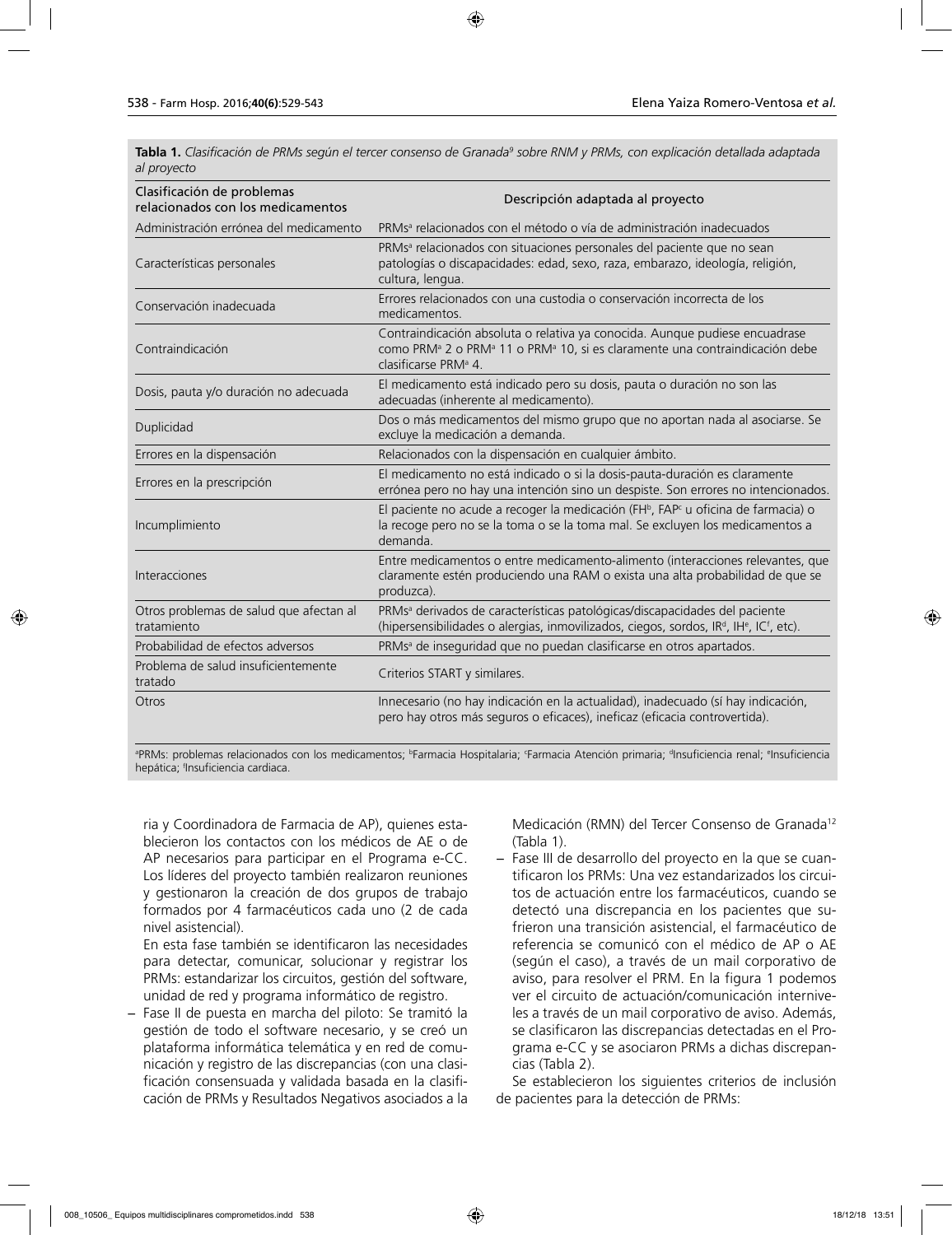**Tabla 1.** *Clasificación de PRMs según el tercer consenso de Granada[9] sobre RNM y PRMs, con explicación detallada adaptada al proyecto*

| Clasificación de problemas relacionados con los medicamentos | Descripción adaptada al proyecto |
|---|---|
| Administración errónea del medicamento | PRMs[a] relacionados con el método o vía de administración inadecuados |
| Características personales | PRMs[a] relacionados con situaciones personales del paciente que no sean patologías o discapacidades: edad, sexo, raza, embarazo, ideología, religión, cultura, lengua. |
| Conservación inadecuada | Errores relacionados con una custodia o conservación incorrecta de los medicamentos. |
| Contraindicación | Contraindicación absoluta o relativa ya conocida. Aunque pudiese encuadrase como PRM[a] 2 o PRM[a] 11 o PRM[a] 10, si es claramente una contraindicación debe clasificarse PRM[a] 4. |
| Dosis, pauta y/o duración no adecuada | El medicamento está indicado pero su dosis, pauta o duración no son las adecuadas (inherente al medicamento). |
| Duplicidad | Dos o más medicamentos del mismo grupo que no aportan nada al asociarse. Se excluye la medicación a demanda. |
| Errores en la dispensación | Relacionados con la dispensación en cualquier ámbito. |
| Errores en la prescripción | El medicamento no está indicado o si la dosis-pauta-duración es claramente errónea pero no hay una intención sino un despiste. Son errores no intencionados. |
| Incumplimiento | El paciente no acude a recoger la medicación (FH[b], FAP[c] u oficina de farmacia) o la recoge pero no se la toma o se la toma mal. Se excluyen los medicamentos a demanda. |
| Interacciones | Entre medicamentos o entre medicamento-alimento (interacciones relevantes, que claramente estén produciendo una RAM o exista una alta probabilidad de que se produzca). |
| Otros problemas de salud que afectan al tratamiento | PRMs[a] derivados de características patológicas/discapacidades del paciente (hipersensibilidades o alergias, inmovilizados, ciegos, sordos, IR[d], IH[e], IC[f], etc). |
| Probabilidad de efectos adversos | PRMs[a] de inseguridad que no puedan clasificarse en otros apartados. |
| Problema de salud insuficientemente tratado | Criterios START y similares. |
| Otros | Innecesario (no hay indicación en la actualidad), inadecuado (sí hay indicación, pero hay otros más seguros o eficaces), ineficaz (eficacia controvertida). |

[a]PRMs: problemas relacionados con los medicamentos; [b]Farmacia Hospitalaria; [c]Farmacia Atención primaria; [d]Insuficiencia renal; [e]Insuficiencia hepática; [f]Insuficiencia cardiaca.

ria y Coordinadora de Farmacia de AP), quienes establecieron los contactos con los médicos de AE o de AP necesarios para participar en el Programa e-CC. Los líderes del proyecto también realizaron reuniones y gestionaron la creación de dos grupos de trabajo formados por 4 farmacéuticos cada uno (2 de cada nivel asistencial).

En esta fase también se identificaron las necesidades para detectar, comunicar, solucionar y registrar los PRMs: estandarizar los circuitos, gestión del software, unidad de red y programa informático de registro.

– Fase II de puesta en marcha del piloto: Se tramitó la gestión de todo el software necesario, y se creó un plataforma informática telemática y en red de comunicación y registro de las discrepancias (con una clasificación consensuada y validada basada en la clasificación de PRMs y Resultados Negativos asociados a la Medicación (RMN) del Tercer Consenso de Granada[12] (Tabla 1).

– Fase III de desarrollo del proyecto en la que se cuantificaron los PRMs: Una vez estandarizados los circuitos de actuación entre los farmacéuticos, cuando se detectó una discrepancia en los pacientes que sufrieron una transición asistencial, el farmacéutico de referencia se comunicó con el médico de AP o AE (según el caso), a través de un mail corporativo de aviso, para resolver el PRM. En la figura 1 podemos ver el circuito de actuación/comunicación interniveles a través de un mail corporativo de aviso. Además, se clasificaron las discrepancias detectadas en el Programa e-CC y se asociaron PRMs a dichas discrepancias (Tabla 2).

Se establecieron los siguientes criterios de inclusión de pacientes para la detección de PRMs: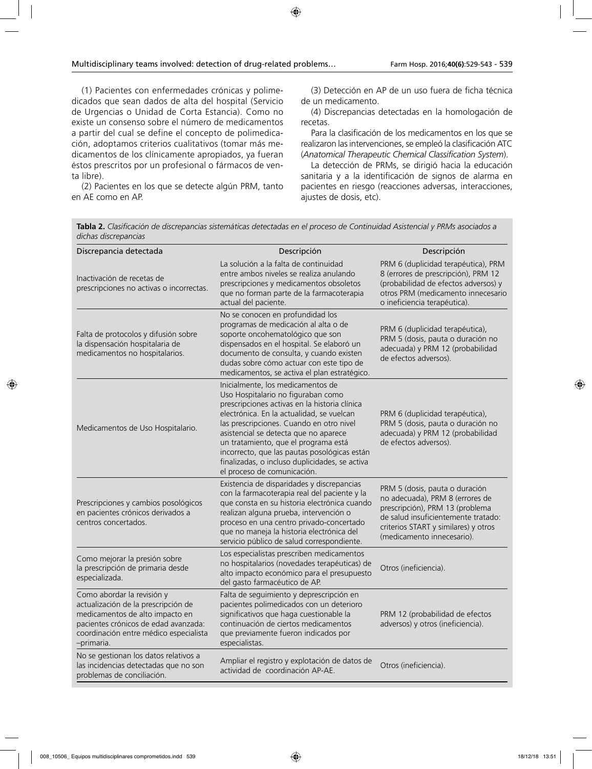(1) Pacientes con enfermedades crónicas y polimedicados que sean dados de alta del hospital (Servicio de Urgencias o Unidad de Corta Estancia). Como no existe un consenso sobre el número de medicamentos a partir del cual se define el concepto de polimedicación, adoptamos criterios cualitativos (tomar más medicamentos de los clínicamente apropiados, ya fueran éstos prescritos por un profesional o fármacos de venta libre).

(2) Pacientes en los que se detecte algún PRM, tanto en AE como en AP.

(3) Detección en AP de un uso fuera de ficha técnica de un medicamento.

(4) Discrepancias detectadas en la homologación de recetas.

Para la clasificación de los medicamentos en los que se realizaron las intervenciones, se empleó la clasificación ATC (*Anatomical Therapeutic Chemical Classification System*).

La detección de PRMs, se dirigió hacia la educación sanitaria y a la identificación de signos de alarma en pacientes en riesgo (reacciones adversas, interacciones, ajustes de dosis, etc).

**Tabla 2.** *Clasificación de discrepancias sistemáticas detectadas en el proceso de Continuidad Asistencial y PRMs asociados a dichas discrepancias*

| Discrepancia detectada | Descripción | Descripción |
|---|---|---|
| Inactivación de recetas de prescripciones no activas o incorrectas. | La solución a la falta de continuidad entre ambos niveles se realiza anulando prescripciones y medicamentos obsoletos que no forman parte de la farmacoterapia actual del paciente. | PRM 6 (duplicidad terapéutica), PRM 8 (errores de prescripción), PRM 12 (probabilidad de efectos adversos) y otros PRM (medicamento innecesario o ineficiencia terapéutica). |
| Falta de protocolos y difusión sobre la dispensación hospitalaria de medicamentos no hospitalarios. | No se conocen en profundidad los programas de medicación al alta o de soporte oncohematológico que son dispensados en el hospital. Se elaboró un documento de consulta, y cuando existen dudas sobre cómo actuar con este tipo de medicamentos, se activa el plan estratégico. | PRM 6 (duplicidad terapéutica), PRM 5 (dosis, pauta o duración no adecuada) y PRM 12 (probabilidad de efectos adversos). |
| Medicamentos de Uso Hospitalario. | Inicialmente, los medicamentos de Uso Hospitalario no figuraban como prescripciones activas en la historia clínica electrónica. En la actualidad, se vuelcan las prescripciones. Cuando en otro nivel asistencial se detecta que no aparece un tratamiento, que el programa está incorrecto, que las pautas posológicas están finalizadas, o incluso duplicidades, se activa el proceso de comunicación. | PRM 6 (duplicidad terapéutica), PRM 5 (dosis, pauta o duración no adecuada) y PRM 12 (probabilidad de efectos adversos). |
| Prescripciones y cambios posológicos en pacientes crónicos derivados a centros concertados. | Existencia de disparidades y discrepancias con la farmacoterapia real del paciente y la que consta en su historia electrónica cuando realizan alguna prueba, intervención o proceso en una centro privado-concertado que no maneja la historia electrónica del servicio público de salud correspondiente. | PRM 5 (dosis, pauta o duración no adecuada), PRM 8 (errores de prescripción), PRM 13 (problema de salud insuficientemente tratado: criterios START y similares) y otros (medicamento innecesario). |
| Como mejorar la presión sobre la prescripción de primaria desde especializada. | Los especialistas prescriben medicamentos no hospitalarios (novedades terapéuticas) de alto impacto económico para el presupuesto del gasto farmacéutico de AP. | Otros (ineficiencia). |
| Como abordar la revisión y actualización de la prescripción de medicamentos de alto impacto en pacientes crónicos de edad avanzada: coordinación entre médico especialista –primaria. | Falta de seguimiento y deprescripción en pacientes polimedicados con un deterioro significativos que haga cuestionable la continuación de ciertos medicamentos que previamente fueron indicados por especialistas. | PRM 12 (probabilidad de efectos adversos) y otros (ineficiencia). |
| No se gestionan los datos relativos a las incidencias detectadas que no son problemas de conciliación. | Ampliar el registro y explotación de datos de actividad de coordinación AP-AE. | Otros (ineficiencia). |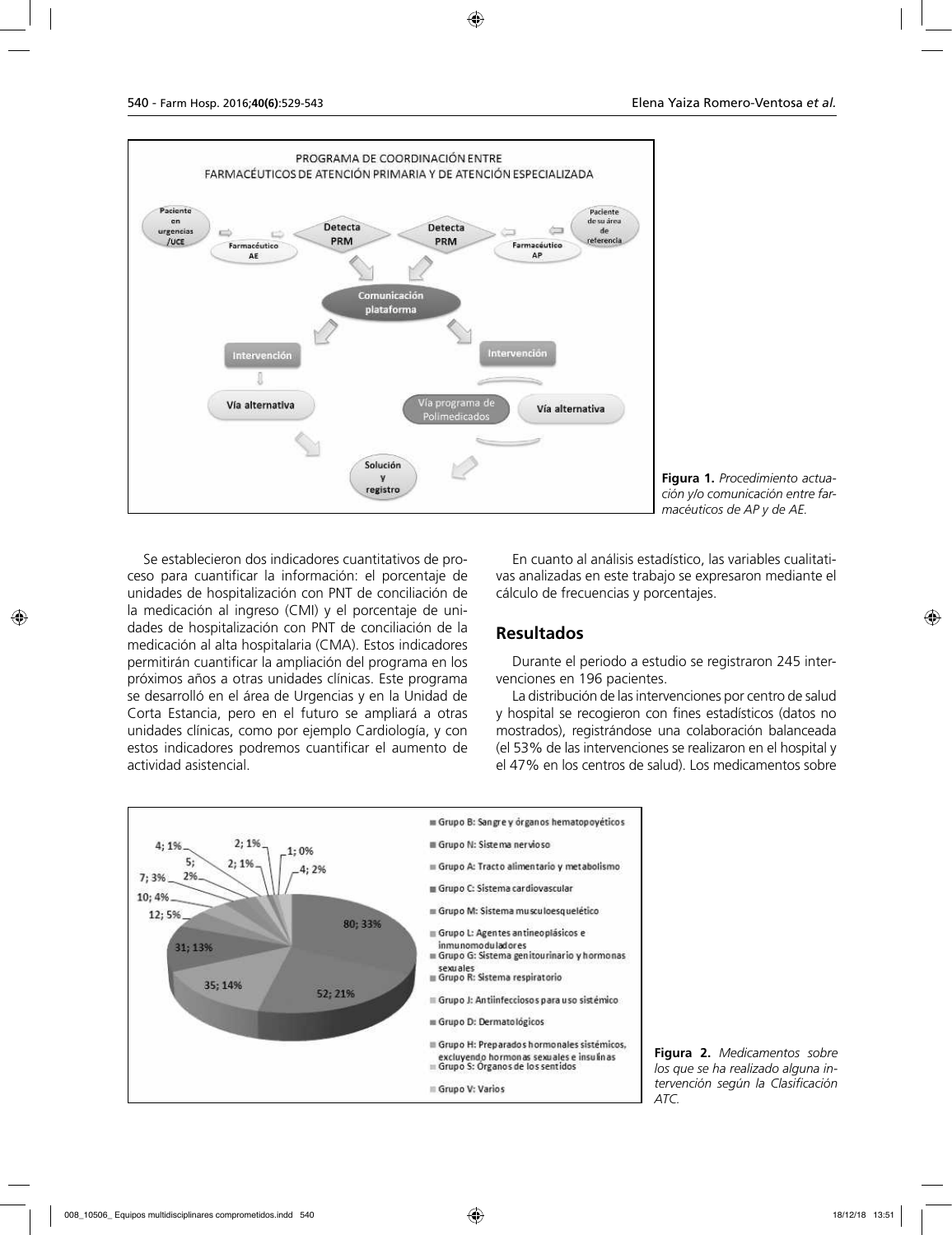**Figura 1.** *Procedimiento actuación y/o comunicación entre farmacéuticos de AP y de AE.*

Se establecieron dos indicadores cuantitativos de proceso para cuantificar la información: el porcentaje de unidades de hospitalización con PNT de conciliación de la medicación al ingreso (CMI) y el porcentaje de unidades de hospitalización con PNT de conciliación de la medicación al alta hospitalaria (CMA). Estos indicadores permitirán cuantificar la ampliación del programa en los próximos años a otras unidades clínicas. Este programa se desarrolló en el área de Urgencias y en la Unidad de Corta Estancia, pero en el futuro se ampliará a otras unidades clínicas, como por ejemplo Cardiología, y con estos indicadores podremos cuantificar el aumento de actividad asistencial.

En cuanto al análisis estadístico, las variables cualitativas analizadas en este trabajo se expresaron mediante el cálculo de frecuencias y porcentajes.

## Resultados

Durante el periodo a estudio se registraron 245 intervenciones en 196 pacientes.

La distribución de las intervenciones por centro de salud y hospital se recogieron con fines estadísticos (datos no mostrados), registrándose una colaboración balanceada (el 53% de las intervenciones se realizaron en el hospital y el 47% en los centros de salud). Los medicamentos sobre

**Figura 2.** *Medicamentos sobre los que se ha realizado alguna intervención según la Clasificación ATC.*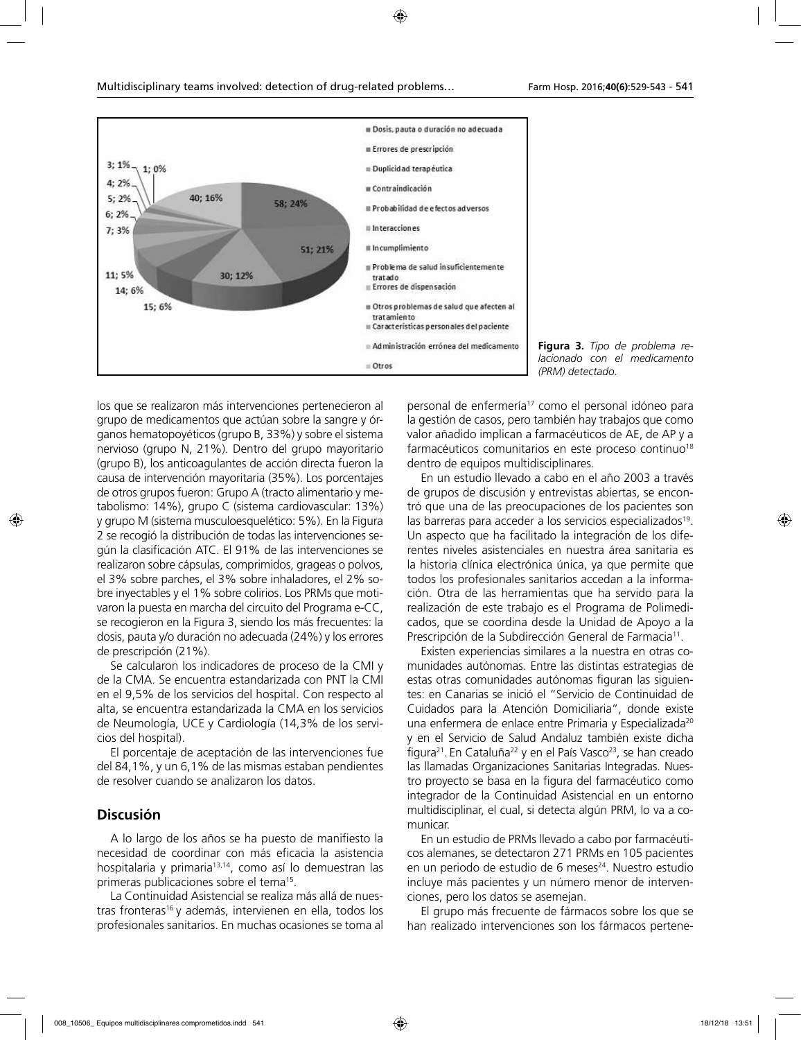**Figura 3.** *Tipo de problema relacionado con el medicamento (PRM) detectado.*

los que se realizaron más intervenciones pertenecieron al grupo de medicamentos que actúan sobre la sangre y órganos hematopoyéticos (grupo B, 33%) y sobre el sistema nervioso (grupo N, 21%). Dentro del grupo mayoritario (grupo B), los anticoagulantes de acción directa fueron la causa de intervención mayoritaria (35%). Los porcentajes de otros grupos fueron: Grupo A (tracto alimentario y metabolismo: 14%), grupo C (sistema cardiovascular: 13%) y grupo M (sistema musculoesquelético: 5%). En la Figura 2 se recogió la distribución de todas las intervenciones según la clasificación ATC. El 91% de las intervenciones se realizaron sobre cápsulas, comprimidos, grageas o polvos, el 3% sobre parches, el 3% sobre inhaladores, el 2% sobre inyectables y el 1% sobre colirios. Los PRMs que motivaron la puesta en marcha del circuito del Programa e-CC, se recogieron en la Figura 3, siendo los más frecuentes: la dosis, pauta y/o duración no adecuada (24%) y los errores de prescripción (21%).

Se calcularon los indicadores de proceso de la CMI y de la CMA. Se encuentra estandarizada con PNT la CMI en el 9,5% de los servicios del hospital. Con respecto al alta, se encuentra estandarizada la CMA en los servicios de Neumología, UCE y Cardiología (14,3% de los servicios del hospital).

El porcentaje de aceptación de las intervenciones fue del 84,1%, y un 6,1% de las mismas estaban pendientes de resolver cuando se analizaron los datos.

## Discusión

A lo largo de los años se ha puesto de manifiesto la necesidad de coordinar con más eficacia la asistencia hospitalaria y primaria[13,14], como así lo demuestran las primeras publicaciones sobre el tema[15].

La Continuidad Asistencial se realiza más allá de nuestras fronteras[16] y además, intervienen en ella, todos los profesionales sanitarios. En muchas ocasiones se toma al personal de enfermería[17] como el personal idóneo para la gestión de casos, pero también hay trabajos que como valor añadido implican a farmacéuticos de AE, de AP y a farmacéuticos comunitarios en este proceso continuo[18] dentro de equipos multidisciplinares.

En un estudio llevado a cabo en el año 2003 a través de grupos de discusión y entrevistas abiertas, se encontró que una de las preocupaciones de los pacientes son las barreras para acceder a los servicios especializados[19]. Un aspecto que ha facilitado la integración de los diferentes niveles asistenciales en nuestra área sanitaria es la historia clínica electrónica única, ya que permite que todos los profesionales sanitarios accedan a la información. Otra de las herramientas que ha servido para la realización de este trabajo es el Programa de Polimedicados, que se coordina desde la Unidad de Apoyo a la Prescripción de la Subdirección General de Farmacia[11].

Existen experiencias similares a la nuestra en otras comunidades autónomas. Entre las distintas estrategias de estas otras comunidades autónomas figuran las siguientes: en Canarias se inició el "Servicio de Continuidad de Cuidados para la Atención Domiciliaria", donde existe una enfermera de enlace entre Primaria y Especializada[20] y en el Servicio de Salud Andaluz también existe dicha figura[21]. En Cataluña[22] y en el País Vasco[23], se han creado las llamadas Organizaciones Sanitarias Integradas. Nuestro proyecto se basa en la figura del farmacéutico como integrador de la Continuidad Asistencial en un entorno multidisciplinar, el cual, si detecta algún PRM, lo va a comunicar.

En un estudio de PRMs llevado a cabo por farmacéuticos alemanes, se detectaron 271 PRMs en 105 pacientes en un periodo de estudio de 6 meses[24]. Nuestro estudio incluye más pacientes y un número menor de intervenciones, pero los datos se asemejan.

El grupo más frecuente de fármacos sobre los que se han realizado intervenciones son los fármacos pertene-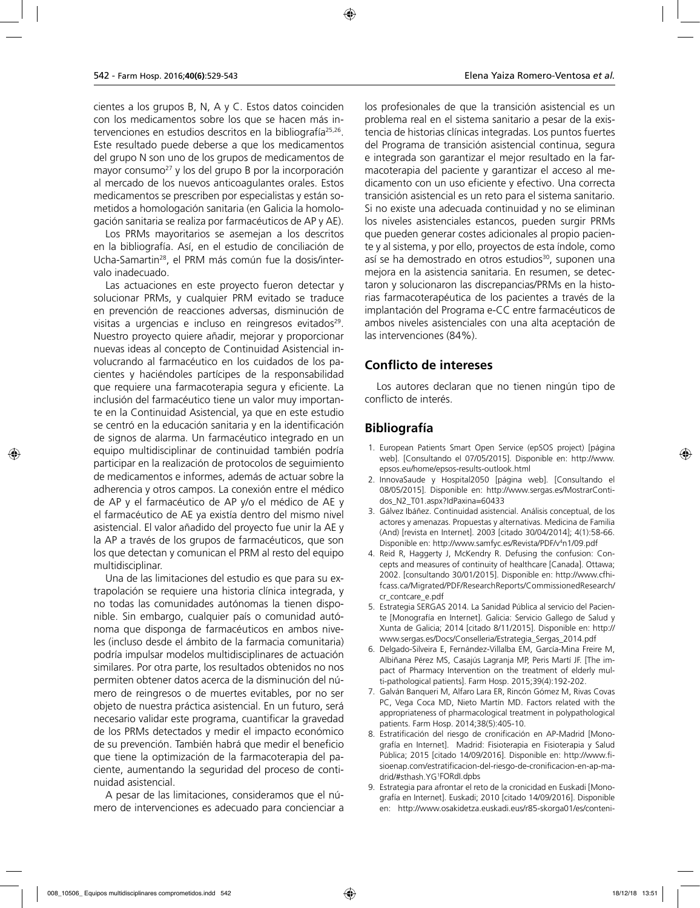cientes a los grupos B, N, A y C. Estos datos coinciden con los medicamentos sobre los que se hacen más intervenciones en estudios descritos en la bibliografía[25,26]. Este resultado puede deberse a que los medicamentos del grupo N son uno de los grupos de medicamentos de mayor consumo[27] y los del grupo B por la incorporación al mercado de los nuevos anticoagulantes orales. Estos medicamentos se prescriben por especialistas y están sometidos a homologación sanitaria (en Galicia la homologación sanitaria se realiza por farmacéuticos de AP y AE).

Los PRMs mayoritarios se asemejan a los descritos en la bibliografía. Así, en el estudio de conciliación de Ucha-Samartin[28], el PRM más común fue la dosis/intervalo inadecuado.

Las actuaciones en este proyecto fueron detectar y solucionar PRMs, y cualquier PRM evitado se traduce en prevención de reacciones adversas, disminución de visitas a urgencias e incluso en reingresos evitados[29]. Nuestro proyecto quiere añadir, mejorar y proporcionar nuevas ideas al concepto de Continuidad Asistencial involucrando al farmacéutico en los cuidados de los pacientes y haciéndoles partícipes de la responsabilidad que requiere una farmacoterapia segura y eficiente. La inclusión del farmacéutico tiene un valor muy importante en la Continuidad Asistencial, ya que en este estudio se centró en la educación sanitaria y en la identificación de signos de alarma. Un farmacéutico integrado en un equipo multidisciplinar de continuidad también podría participar en la realización de protocolos de seguimiento de medicamentos e informes, además de actuar sobre la adherencia y otros campos. La conexión entre el médico de AP y el farmacéutico de AP y/o el médico de AE y el farmacéutico de AE ya existía dentro del mismo nivel asistencial. El valor añadido del proyecto fue unir la AE y la AP a través de los grupos de farmacéuticos, que son los que detectan y comunican el PRM al resto del equipo multidisciplinar.

Una de las limitaciones del estudio es que para su extrapolación se requiere una historia clínica integrada, y no todas las comunidades autónomas la tienen disponible. Sin embargo, cualquier país o comunidad autónoma que disponga de farmacéuticos en ambos niveles (incluso desde el ámbito de la farmacia comunitaria) podría impulsar modelos multidisciplinares de actuación similares. Por otra parte, los resultados obtenidos no nos permiten obtener datos acerca de la disminución del número de reingresos o de muertes evitables, por no ser objeto de nuestra práctica asistencial. En un futuro, será necesario validar este programa, cuantificar la gravedad de los PRMs detectados y medir el impacto económico de su prevención. También habrá que medir el beneficio que tiene la optimización de la farmacoterapia del paciente, aumentando la seguridad del proceso de continuidad asistencial.

A pesar de las limitaciones, consideramos que el número de intervenciones es adecuado para concienciar a los profesionales de que la transición asistencial es un problema real en el sistema sanitario a pesar de la existencia de historias clínicas integradas. Los puntos fuertes del Programa de transición asistencial continua, segura e integrada son garantizar el mejor resultado en la farmacoterapia del paciente y garantizar el acceso al medicamento con un uso eficiente y efectivo. Una correcta transición asistencial es un reto para el sistema sanitario. Si no existe una adecuada continuidad y no se eliminan los niveles asistenciales estancos, pueden surgir PRMs que pueden generar costes adicionales al propio paciente y al sistema, y por ello, proyectos de esta índole, como así se ha demostrado en otros estudios[30], suponen una mejora en la asistencia sanitaria. En resumen, se detectaron y solucionaron las discrepancias/PRMs en la historias farmacoterapéutica de los pacientes a través de la implantación del Programa e-CC entre farmacéuticos de ambos niveles asistenciales con una alta aceptación de las intervenciones (84%).

## Conflicto de intereses

Los autores declaran que no tienen ningún tipo de conflicto de interés.

## Bibliografía

1. European Patients Smart Open Service (epSOS project) [página web]. [Consultando el 07/05/2015]. Disponible en: http://www.epsos.eu/home/epsos-results-outlook.html
2. InnovaSaude y Hospital2050 [página web]. [Consultando el 08/05/2015]. Disponible en: http://www.sergas.es/MostrarContidos_N2_T01.aspx?IdPaxina=60433
3. Gálvez Ibáñez. Continuidad asistencial. Análisis conceptual, de los actores y amenazas. Propuestas y alternativas. Medicina de Familia (And) [revista en Internet]. 2003 [citado 30/04/2014]; 4(1):58-66. Disponible en: http://www.samfyc.es/Revista/PDF/v4n1/09.pdf
4. Reid R, Haggerty J, McKendry R. Defusing the confusion: Concepts and measures of continuity of healthcare [Canada]. Ottawa; 2002. [consultando 30/01/2015]. Disponible en: http://www.cfhi-fcass.ca/Migrated/PDF/ResearchReports/CommissionedResearch/cr_contcare_e.pdf
5. Estrategia SERGAS 2014. La Sanidad Pública al servicio del Paciente [Monografía en Internet]. Galicia: Servicio Gallego de Salud y Xunta de Galicia; 2014 [citado 8/11/2015]. Disponible en: http://www.sergas.es/Docs/Conselleria/Estrategia_Sergas_2014.pdf
6. Delgado-Silveira E, Fernández-Villalba EM, García-Mina Freire M, Albiñana Pérez MS, Casajús Lagranja MP, Peris Martí JF. [The impact of Pharmacy Intervention on the treatment of elderly multi-pathological patients]. Farm Hosp. 2015;39(4):192-202.
7. Galván Banqueri M, Alfaro Lara ER, Rincón Gómez M, Rivas Covas PC, Vega Coca MD, Nieto Martín MD. Factors related with the appropriateness of pharmacological treatment in polypathological patients. Farm Hosp. 2014;38(5):405-10.
8. Estratificación del riesgo de cronificación en AP-Madrid [Monografía en Internet]. Madrid: Fisioterapia en Fisioterapia y Salud Pública; 2015 [citado 14/09/2016]. Disponible en: http://www.fisioenap.com/estratificacion-del-riesgo-de-cronificacion-en-ap-madrid/#sthash.YG1FORdI.dpbs
9. Estrategia para afrontar el reto de la cronicidad en Euskadi [Monografía en Internet]. Euskadi; 2010 [citado 14/09/2016]. Disponible en: http://www.osakidetza.euskadi.eus/r85-skorga01/es/conteni-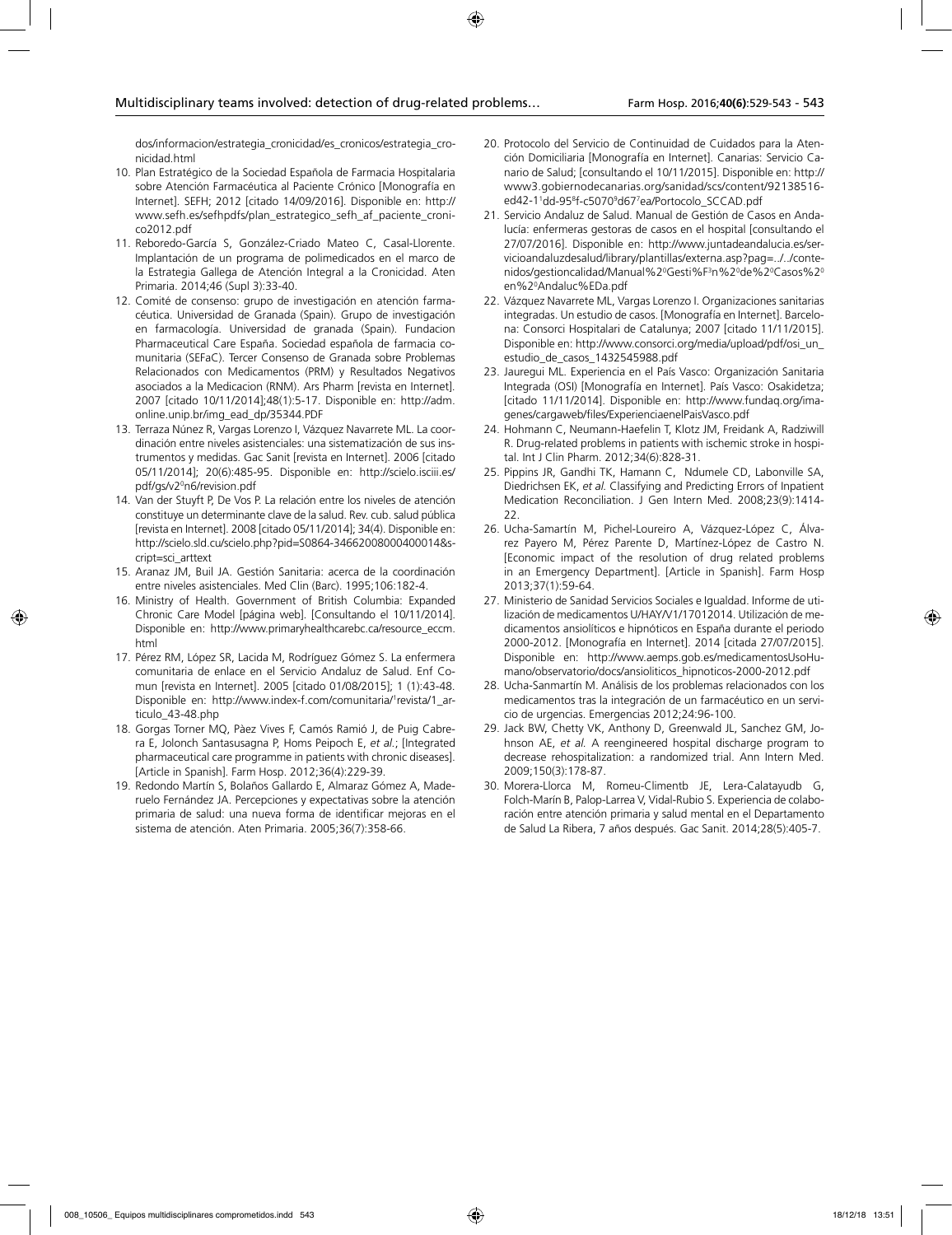dos/informacion/estrategia_cronicidad/es_cronicos/estrategia_cronicidad.html

10. Plan Estratégico de la Sociedad Española de Farmacia Hospitalaria sobre Atención Farmacéutica al Paciente Crónico [Monografía en Internet]. SEFH; 2012 [citado 14/09/2016]. Disponible en: http://www.sefh.es/sefhpdfs/plan_estrategico_sefh_af_paciente_cronico2012.pdf
11. Reboredo-García S, González-Criado Mateo C, Casal-Llorente. Implantación de un programa de polimedicados en el marco de la Estrategia Gallega de Atención Integral a la Cronicidad. Aten Primaria. 2014;46 (Supl 3):33-40.
12. Comité de consenso: grupo de investigación en atención farmacéutica. Universidad de Granada (Spain). Grupo de investigación en farmacología. Universidad de granada (Spain). Fundacion Pharmaceutical Care España. Sociedad española de farmacia comunitaria (SEFaC). Tercer Consenso de Granada sobre Problemas Relacionados con Medicamentos (PRM) y Resultados Negativos asociados a la Medicacion (RNM). Ars Pharm [revista en Internet]. 2007 [citado 10/11/2014];48(1):5-17. Disponible en: http://adm.online.unip.br/img_ead_dp/35344.PDF
13. Terraza Núnez R, Vargas Lorenzo I, Vázquez Navarrete ML. La coordinación entre niveles asistenciales: una sistematización de sus instrumentos y medidas. Gac Sanit [revista en Internet]. 2006 [citado 05/11/2014]; 20(6):485-95. Disponible en: http://scielo.isciii.es/pdf/gs/v20n6/revision.pdf
14. Van der Stuyft P, De Vos P. La relación entre los niveles de atención constituye un determinante clave de la salud. Rev. cub. salud pública [revista en Internet]. 2008 [citado 05/11/2014]; 34(4). Disponible en: http://scielo.sld.cu/scielo.php?pid=S0864-34662008000400014&script=sci_arttext
15. Aranaz JM, Buil JA. Gestión Sanitaria: acerca de la coordinación entre niveles asistenciales. Med Clin (Barc). 1995;106:182-4.
16. Ministry of Health. Government of British Columbia: Expanded Chronic Care Model [página web]. [Consultando el 10/11/2014]. Disponible en: http://www.primaryhealthcarebc.ca/resource_eccm.html
17. Pérez RM, López SR, Lacida M, Rodríguez Gómez S. La enfermera comunitaria de enlace en el Servicio Andaluz de Salud. Enf Comun [revista en Internet]. 2005 [citado 01/08/2015]; 1 (1):43-48. Disponible en: http://www.index-f.com/comunitaria/1revista/1_articulo_43-48.php
18. Gorgas Torner MQ, Pàez Vives F, Camós Ramió J, de Puig Cabrera E, Jolonch Santasusagna P, Homs Peipoch E, *et al*.; [Integrated pharmaceutical care programme in patients with chronic diseases]. [Article in Spanish]. Farm Hosp. 2012;36(4):229-39.
19. Redondo Martín S, Bolaños Gallardo E, Almaraz Gómez A, Maderuelo Fernández JA. Percepciones y expectativas sobre la atención primaria de salud: una nueva forma de identificar mejoras en el sistema de atención. Aten Primaria. 2005;36(7):358-66.
20. Protocolo del Servicio de Continuidad de Cuidados para la Atención Domiciliaria [Monografía en Internet]. Canarias: Servicio Canario de Salud; [consultando el 10/11/2015]. Disponible en: http://www3.gobiernodecanarias.org/sanidad/scs/content/92138516-ed42-11dd-958f-c50709d677ea/Portocolo_SCCAD.pdf
21. Servicio Andaluz de Salud. Manual de Gestión de Casos en Andalucía: enfermeras gestoras de casos en el hospital [consultando el 27/07/2016]. Disponible en: http://www.juntadeandalucia.es/servicioandaluzdesalud/library/plantillas/externa.asp?pag=../../contenidos/gestioncalidad/Manual%20Gesti%F3n%20de%20Casos%20en%20Andaluc%EDa.pdf
22. Vázquez Navarrete ML, Vargas Lorenzo I. Organizaciones sanitarias integradas. Un estudio de casos. [Monografía en Internet]. Barcelona: Consorci Hospitalari de Catalunya; 2007 [citado 11/11/2015]. Disponible en: http://www.consorci.org/media/upload/pdf/osi_un_estudio_de_casos_1432545988.pdf
23. Jauregui ML. Experiencia en el País Vasco: Organización Sanitaria Integrada (OSI) [Monografía en Internet]. País Vasco: Osakidetza; [citado 11/11/2014]. Disponible en: http://www.fundaq.org/imagenes/cargaweb/files/ExperienciaenelPaisVasco.pdf
24. Hohmann C, Neumann-Haefelin T, Klotz JM, Freidank A, Radziwill R. Drug-related problems in patients with ischemic stroke in hospital. Int J Clin Pharm. 2012;34(6):828-31.
25. Pippins JR, Gandhi TK, Hamann C, Ndumele CD, Labonville SA, Diedrichsen EK, *et al.* Classifying and Predicting Errors of Inpatient Medication Reconciliation. J Gen Intern Med. 2008;23(9):1414-22.
26. Ucha-Samartín M, Pichel-Loureiro A, Vázquez-López C, Álvarez Payero M, Pérez Parente D, Martínez-López de Castro N. [Economic impact of the resolution of drug related problems in an Emergency Department]. [Article in Spanish]. Farm Hosp 2013;37(1):59-64.
27. Ministerio de Sanidad Servicios Sociales e Igualdad. Informe de utilización de medicamentos U/HAY/V1/17012014. Utilización de medicamentos ansiolíticos e hipnóticos en España durante el periodo 2000-2012. [Monografía en Internet]. 2014 [citada 27/07/2015]. Disponible en: http://www.aemps.gob.es/medicamentosUsoHumano/observatorio/docs/ansioliticos_hipnoticos-2000-2012.pdf
28. Ucha-Sanmartín M. Análisis de los problemas relacionados con los medicamentos tras la integración de un farmacéutico en un servicio de urgencias. Emergencias 2012;24:96-100.
29. Jack BW, Chetty VK, Anthony D, Greenwald JL, Sanchez GM, Johnson AE, *et al.* A reengineered hospital discharge program to decrease rehospitalization: a randomized trial. Ann Intern Med. 2009;150(3):178-87.
30. Morera-Llorca M, Romeu-Climentb JE, Lera-Calatayudb G, Folch-Marín B, Palop-Larrea V, Vidal-Rubio S. Experiencia de colaboración entre atención primaria y salud mental en el Departamento de Salud La Ribera, 7 años después. Gac Sanit. 2014;28(5):405-7.